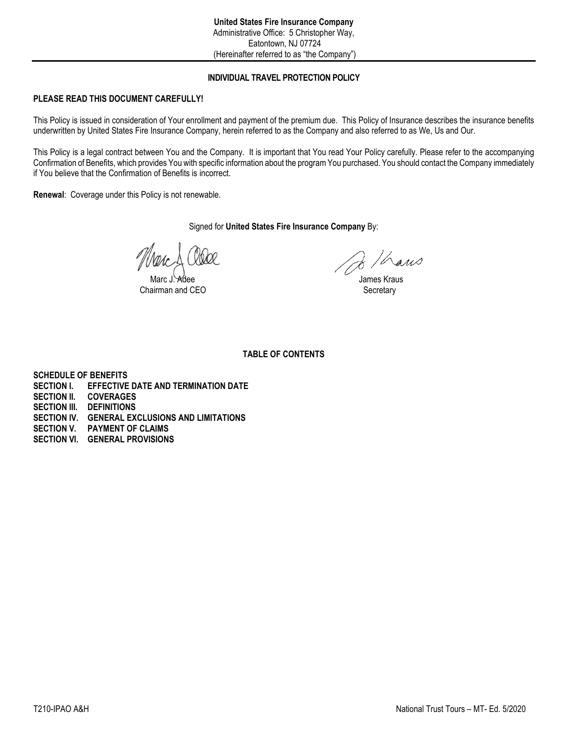**United States Fire Insurance Company**
Administrative Office: 5 Christopher Way,
Eatontown, NJ 07724
(Hereinafter referred to as "the Company")

# INDIVIDUAL TRAVEL PROTECTION POLICY

**PLEASE READ THIS DOCUMENT CAREFULLY!**

This Policy is issued in consideration of Your enrollment and payment of the premium due. This Policy of Insurance describes the insurance benefits underwritten by United States Fire Insurance Company, herein referred to as the Company and also referred to as We, Us and Our.

This Policy is a legal contract between You and the Company. It is important that You read Your Policy carefully. Please refer to the accompanying Confirmation of Benefits, which provides You with specific information about the program You purchased. You should contact the Company immediately if You believe that the Confirmation of Benefits is incorrect.

**Renewal**: Coverage under this Policy is not renewable.

Signed for **United States Fire Insurance Company** By:

Marc J. Adee
Chairman and CEO

James Kraus
Secretary

## TABLE OF CONTENTS

**SCHEDULE OF BENEFITS**
**SECTION I. EFFECTIVE DATE AND TERMINATION DATE**
**SECTION II. COVERAGES**
**SECTION III. DEFINITIONS**
**SECTION IV. GENERAL EXCLUSIONS AND LIMITATIONS**
**SECTION V. PAYMENT OF CLAIMS**
**SECTION VI. GENERAL PROVISIONS**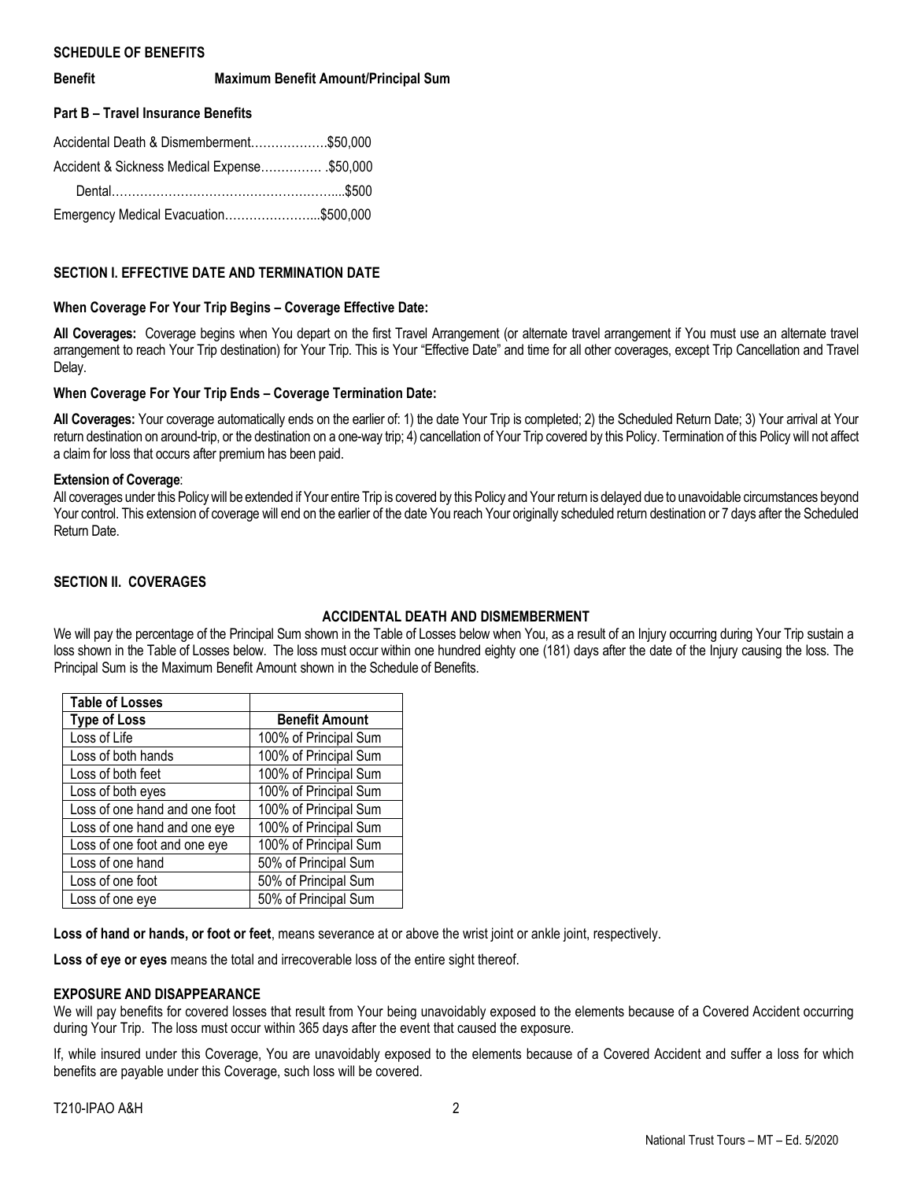**SCHEDULE OF BENEFITS**

| Benefit | Maximum Benefit Amount/Principal Sum |
| --- | --- |

**Part B – Travel Insurance Benefits**

Accidental Death & Dismemberment……………….$50,000

Accident & Sickness Medical Expense…………… .$50,000

Dental………………………………………………....$500

Emergency Medical Evacuation…………………...$500,000

## SECTION I. EFFECTIVE DATE AND TERMINATION DATE

**When Coverage For Your Trip Begins – Coverage Effective Date:**

**All Coverages:** Coverage begins when You depart on the first Travel Arrangement (or alternate travel arrangement if You must use an alternate travel arrangement to reach Your Trip destination) for Your Trip. This is Your "Effective Date" and time for all other coverages, except Trip Cancellation and Travel Delay.

**When Coverage For Your Trip Ends – Coverage Termination Date:**

**All Coverages:** Your coverage automatically ends on the earlier of: 1) the date Your Trip is completed; 2) the Scheduled Return Date; 3) Your arrival at Your return destination on around-trip, or the destination on a one-way trip; 4) cancellation of Your Trip covered by this Policy. Termination of this Policy will not affect a claim for loss that occurs after premium has been paid.

**Extension of Coverage**:
All coverages under this Policy will be extended if Your entire Trip is covered by this Policy and Your return is delayed due to unavoidable circumstances beyond Your control. This extension of coverage will end on the earlier of the date You reach Your originally scheduled return destination or 7 days after the Scheduled Return Date.

## SECTION II. COVERAGES

### ACCIDENTAL DEATH AND DISMEMBERMENT

We will pay the percentage of the Principal Sum shown in the Table of Losses below when You, as a result of an Injury occurring during Your Trip sustain a loss shown in the Table of Losses below. The loss must occur within one hundred eighty one (181) days after the date of the Injury causing the loss. The Principal Sum is the Maximum Benefit Amount shown in the Schedule of Benefits.

| **Table of Losses** | |
| --- | --- |
| **Type of Loss** | **Benefit Amount** |
| Loss of Life | 100% of Principal Sum |
| Loss of both hands | 100% of Principal Sum |
| Loss of both feet | 100% of Principal Sum |
| Loss of both eyes | 100% of Principal Sum |
| Loss of one hand and one foot | 100% of Principal Sum |
| Loss of one hand and one eye | 100% of Principal Sum |
| Loss of one foot and one eye | 100% of Principal Sum |
| Loss of one hand | 50% of Principal Sum |
| Loss of one foot | 50% of Principal Sum |
| Loss of one eye | 50% of Principal Sum |

**Loss of hand or hands, or foot or feet**, means severance at or above the wrist joint or ankle joint, respectively.

**Loss of eye or eyes** means the total and irrecoverable loss of the entire sight thereof.

### EXPOSURE AND DISAPPEARANCE

We will pay benefits for covered losses that result from Your being unavoidably exposed to the elements because of a Covered Accident occurring during Your Trip. The loss must occur within 365 days after the event that caused the exposure.

If, while insured under this Coverage, You are unavoidably exposed to the elements because of a Covered Accident and suffer a loss for which benefits are payable under this Coverage, such loss will be covered.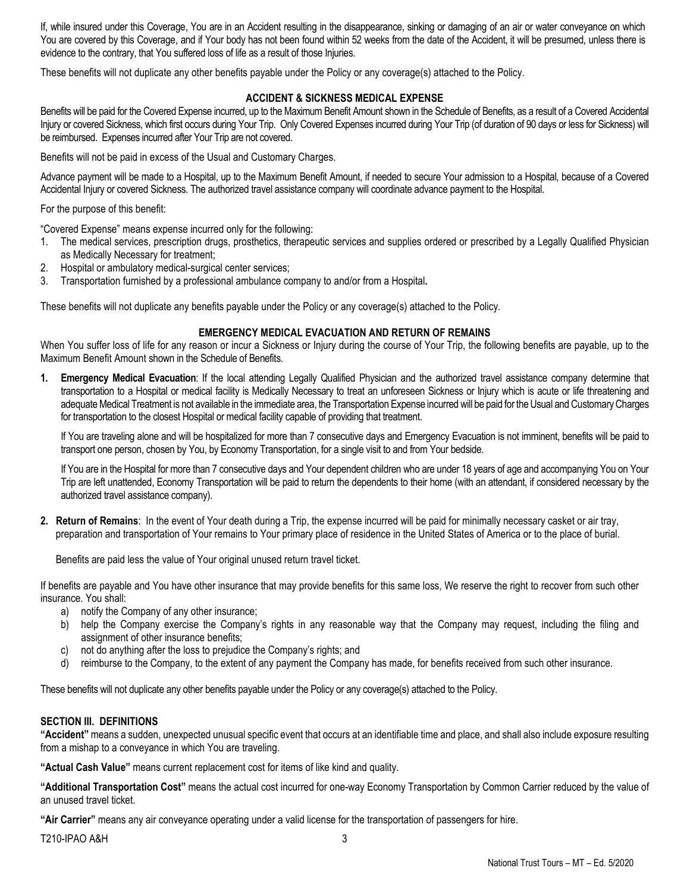If, while insured under this Coverage, You are in an Accident resulting in the disappearance, sinking or damaging of an air or water conveyance on which You are covered by this Coverage, and if Your body has not been found within 52 weeks from the date of the Accident, it will be presumed, unless there is evidence to the contrary, that You suffered loss of life as a result of those Injuries.

These benefits will not duplicate any other benefits payable under the Policy or any coverage(s) attached to the Policy.

### ACCIDENT & SICKNESS MEDICAL EXPENSE

Benefits will be paid for the Covered Expense incurred, up to the Maximum Benefit Amount shown in the Schedule of Benefits, as a result of a Covered Accidental Injury or covered Sickness, which first occurs during Your Trip. Only Covered Expenses incurred during Your Trip (of duration of 90 days or less for Sickness) will be reimbursed. Expenses incurred after Your Trip are not covered.

Benefits will not be paid in excess of the Usual and Customary Charges.

Advance payment will be made to a Hospital, up to the Maximum Benefit Amount, if needed to secure Your admission to a Hospital, because of a Covered Accidental Injury or covered Sickness. The authorized travel assistance company will coordinate advance payment to the Hospital.

For the purpose of this benefit:

"Covered Expense" means expense incurred only for the following:

1. The medical services, prescription drugs, prosthetics, therapeutic services and supplies ordered or prescribed by a Legally Qualified Physician as Medically Necessary for treatment;
2. Hospital or ambulatory medical-surgical center services;
3. Transportation furnished by a professional ambulance company to and/or from a Hospital**.**

These benefits will not duplicate any benefits payable under the Policy or any coverage(s) attached to the Policy.

### EMERGENCY MEDICAL EVACUATION AND RETURN OF REMAINS

When You suffer loss of life for any reason or incur a Sickness or Injury during the course of Your Trip, the following benefits are payable, up to the Maximum Benefit Amount shown in the Schedule of Benefits.

1. **Emergency Medical Evacuation**: If the local attending Legally Qualified Physician and the authorized travel assistance company determine that transportation to a Hospital or medical facility is Medically Necessary to treat an unforeseen Sickness or Injury which is acute or life threatening and adequate Medical Treatment is not available in the immediate area, the Transportation Expense incurred will be paid for the Usual and Customary Charges for transportation to the closest Hospital or medical facility capable of providing that treatment.

   If You are traveling alone and will be hospitalized for more than 7 consecutive days and Emergency Evacuation is not imminent, benefits will be paid to transport one person, chosen by You, by Economy Transportation, for a single visit to and from Your bedside.

   If You are in the Hospital for more than 7 consecutive days and Your dependent children who are under 18 years of age and accompanying You on Your Trip are left unattended, Economy Transportation will be paid to return the dependents to their home (with an attendant, if considered necessary by the authorized travel assistance company).

2. **Return of Remains**: In the event of Your death during a Trip, the expense incurred will be paid for minimally necessary casket or air tray, preparation and transportation of Your remains to Your primary place of residence in the United States of America or to the place of burial.

   Benefits are paid less the value of Your original unused return travel ticket.

If benefits are payable and You have other insurance that may provide benefits for this same loss, We reserve the right to recover from such other insurance. You shall:

a) notify the Company of any other insurance;
b) help the Company exercise the Company's rights in any reasonable way that the Company may request, including the filing and assignment of other insurance benefits;
c) not do anything after the loss to prejudice the Company's rights; and
d) reimburse to the Company, to the extent of any payment the Company has made, for benefits received from such other insurance.

These benefits will not duplicate any other benefits payable under the Policy or any coverage(s) attached to the Policy.

## SECTION III. DEFINITIONS

**"Accident"** means a sudden, unexpected unusual specific event that occurs at an identifiable time and place, and shall also include exposure resulting from a mishap to a conveyance in which You are traveling.

**"Actual Cash Value"** means current replacement cost for items of like kind and quality.

**"Additional Transportation Cost"** means the actual cost incurred for one-way Economy Transportation by Common Carrier reduced by the value of an unused travel ticket.

**"Air Carrier"** means any air conveyance operating under a valid license for the transportation of passengers for hire.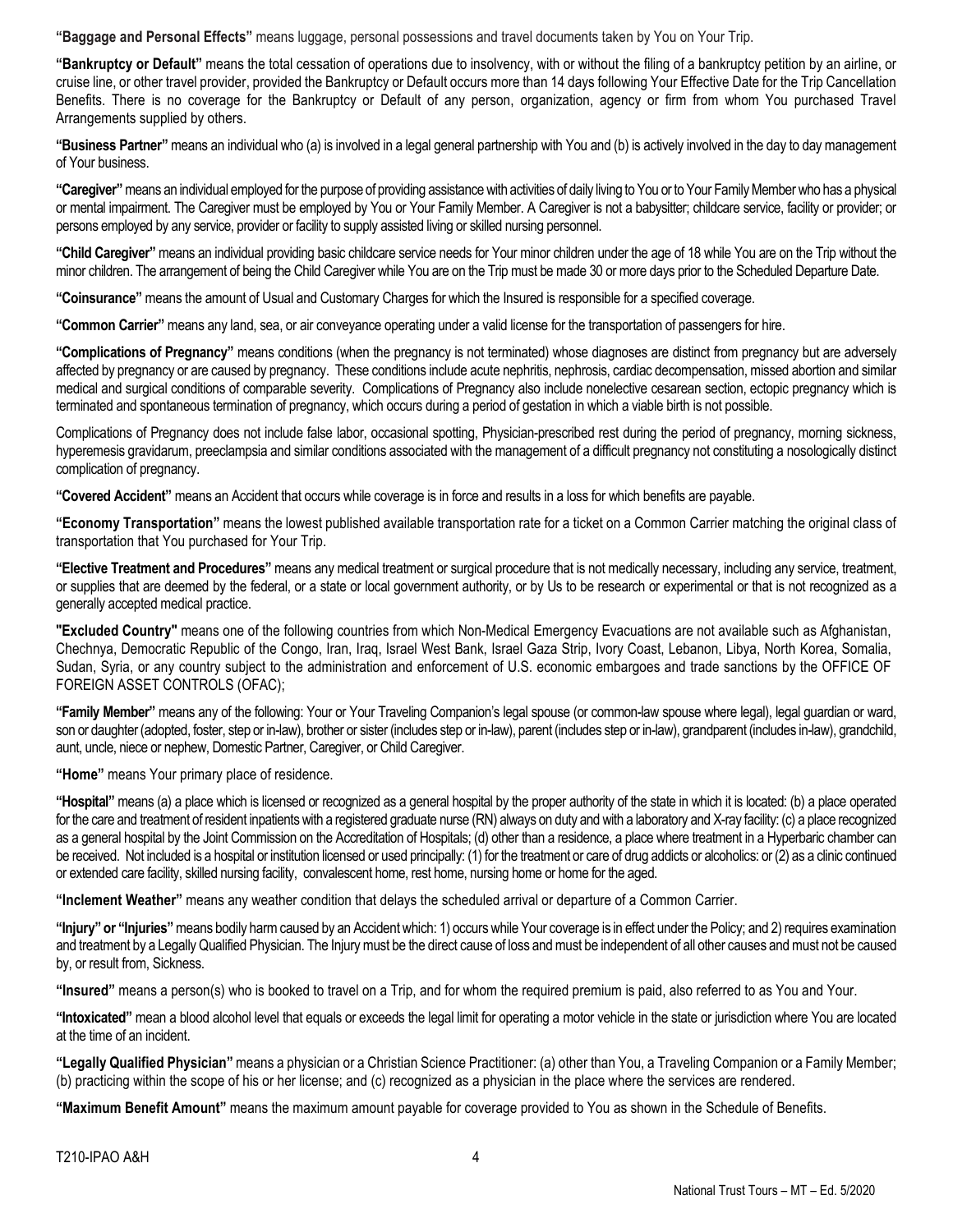**"Baggage and Personal Effects"** means luggage, personal possessions and travel documents taken by You on Your Trip.

**"Bankruptcy or Default"** means the total cessation of operations due to insolvency, with or without the filing of a bankruptcy petition by an airline, or cruise line, or other travel provider, provided the Bankruptcy or Default occurs more than 14 days following Your Effective Date for the Trip Cancellation Benefits. There is no coverage for the Bankruptcy or Default of any person, organization, agency or firm from whom You purchased Travel Arrangements supplied by others.

**"Business Partner"** means an individual who (a) is involved in a legal general partnership with You and (b) is actively involved in the day to day management of Your business.

**"Caregiver"** means an individual employed for the purpose of providing assistance with activities of daily living to You or to Your Family Member who has a physical or mental impairment. The Caregiver must be employed by You or Your Family Member. A Caregiver is not a babysitter; childcare service, facility or provider; or persons employed by any service, provider or facility to supply assisted living or skilled nursing personnel.

**"Child Caregiver"** means an individual providing basic childcare service needs for Your minor children under the age of 18 while You are on the Trip without the minor children. The arrangement of being the Child Caregiver while You are on the Trip must be made 30 or more days prior to the Scheduled Departure Date.

**"Coinsurance"** means the amount of Usual and Customary Charges for which the Insured is responsible for a specified coverage.

**"Common Carrier"** means any land, sea, or air conveyance operating under a valid license for the transportation of passengers for hire.

**"Complications of Pregnancy"** means conditions (when the pregnancy is not terminated) whose diagnoses are distinct from pregnancy but are adversely affected by pregnancy or are caused by pregnancy. These conditions include acute nephritis, nephrosis, cardiac decompensation, missed abortion and similar medical and surgical conditions of comparable severity. Complications of Pregnancy also include nonelective cesarean section, ectopic pregnancy which is terminated and spontaneous termination of pregnancy, which occurs during a period of gestation in which a viable birth is not possible.

Complications of Pregnancy does not include false labor, occasional spotting, Physician-prescribed rest during the period of pregnancy, morning sickness, hyperemesis gravidarum, preeclampsia and similar conditions associated with the management of a difficult pregnancy not constituting a nosologically distinct complication of pregnancy.

**"Covered Accident"** means an Accident that occurs while coverage is in force and results in a loss for which benefits are payable.

**"Economy Transportation"** means the lowest published available transportation rate for a ticket on a Common Carrier matching the original class of transportation that You purchased for Your Trip.

**"Elective Treatment and Procedures"** means any medical treatment or surgical procedure that is not medically necessary, including any service, treatment, or supplies that are deemed by the federal, or a state or local government authority, or by Us to be research or experimental or that is not recognized as a generally accepted medical practice.

**"Excluded Country"** means one of the following countries from which Non-Medical Emergency Evacuations are not available such as Afghanistan, Chechnya, Democratic Republic of the Congo, Iran, Iraq, Israel West Bank, Israel Gaza Strip, Ivory Coast, Lebanon, Libya, North Korea, Somalia, Sudan, Syria, or any country subject to the administration and enforcement of U.S. economic embargoes and trade sanctions by the OFFICE OF FOREIGN ASSET CONTROLS (OFAC);

**"Family Member"** means any of the following: Your or Your Traveling Companion's legal spouse (or common-law spouse where legal), legal guardian or ward, son or daughter (adopted, foster, step or in-law), brother or sister (includes step or in-law), parent (includes step or in-law), grandparent (includes in-law), grandchild, aunt, uncle, niece or nephew, Domestic Partner, Caregiver, or Child Caregiver.

**"Home"** means Your primary place of residence.

**"Hospital"** means (a) a place which is licensed or recognized as a general hospital by the proper authority of the state in which it is located: (b) a place operated for the care and treatment of resident inpatients with a registered graduate nurse (RN) always on duty and with a laboratory and X-ray facility: (c) a place recognized as a general hospital by the Joint Commission on the Accreditation of Hospitals; (d) other than a residence, a place where treatment in a Hyperbaric chamber can be received. Not included is a hospital or institution licensed or used principally: (1) for the treatment or care of drug addicts or alcoholics: or (2) as a clinic continued or extended care facility, skilled nursing facility, convalescent home, rest home, nursing home or home for the aged.

**"Inclement Weather"** means any weather condition that delays the scheduled arrival or departure of a Common Carrier.

**"Injury" or "Injuries"** means bodily harm caused by an Accident which: 1) occurs while Your coverage is in effect under the Policy; and 2) requires examination and treatment by a Legally Qualified Physician. The Injury must be the direct cause of loss and must be independent of all other causes and must not be caused by, or result from, Sickness.

**"Insured"** means a person(s) who is booked to travel on a Trip, and for whom the required premium is paid, also referred to as You and Your.

**"Intoxicated"** mean a blood alcohol level that equals or exceeds the legal limit for operating a motor vehicle in the state or jurisdiction where You are located at the time of an incident.

**"Legally Qualified Physician"** means a physician or a Christian Science Practitioner: (a) other than You, a Traveling Companion or a Family Member; (b) practicing within the scope of his or her license; and (c) recognized as a physician in the place where the services are rendered.

**"Maximum Benefit Amount"** means the maximum amount payable for coverage provided to You as shown in the Schedule of Benefits.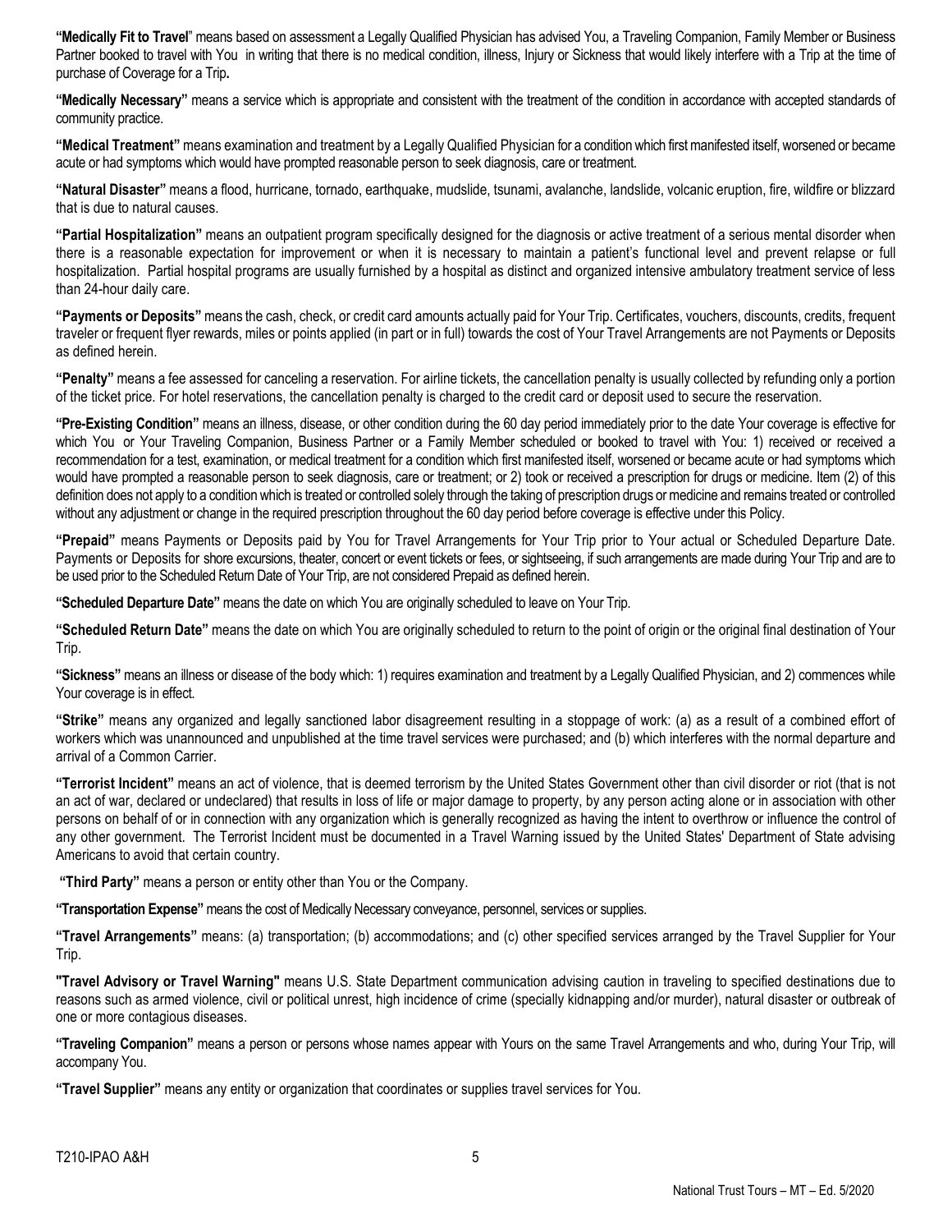**"Medically Fit to Travel**" means based on assessment a Legally Qualified Physician has advised You, a Traveling Companion, Family Member or Business Partner booked to travel with You in writing that there is no medical condition, illness, Injury or Sickness that would likely interfere with a Trip at the time of purchase of Coverage for a Trip**.**

**"Medically Necessary"** means a service which is appropriate and consistent with the treatment of the condition in accordance with accepted standards of community practice.

**"Medical Treatment"** means examination and treatment by a Legally Qualified Physician for a condition which first manifested itself, worsened or became acute or had symptoms which would have prompted reasonable person to seek diagnosis, care or treatment.

**"Natural Disaster"** means a flood, hurricane, tornado, earthquake, mudslide, tsunami, avalanche, landslide, volcanic eruption, fire, wildfire or blizzard that is due to natural causes.

**"Partial Hospitalization"** means an outpatient program specifically designed for the diagnosis or active treatment of a serious mental disorder when there is a reasonable expectation for improvement or when it is necessary to maintain a patient's functional level and prevent relapse or full hospitalization. Partial hospital programs are usually furnished by a hospital as distinct and organized intensive ambulatory treatment service of less than 24-hour daily care.

**"Payments or Deposits"** means the cash, check, or credit card amounts actually paid for Your Trip. Certificates, vouchers, discounts, credits, frequent traveler or frequent flyer rewards, miles or points applied (in part or in full) towards the cost of Your Travel Arrangements are not Payments or Deposits as defined herein.

**"Penalty"** means a fee assessed for canceling a reservation. For airline tickets, the cancellation penalty is usually collected by refunding only a portion of the ticket price. For hotel reservations, the cancellation penalty is charged to the credit card or deposit used to secure the reservation.

**"Pre-Existing Condition"** means an illness, disease, or other condition during the 60 day period immediately prior to the date Your coverage is effective for which You or Your Traveling Companion, Business Partner or a Family Member scheduled or booked to travel with You: 1) received or received a recommendation for a test, examination, or medical treatment for a condition which first manifested itself, worsened or became acute or had symptoms which would have prompted a reasonable person to seek diagnosis, care or treatment; or 2) took or received a prescription for drugs or medicine. Item (2) of this definition does not apply to a condition which is treated or controlled solely through the taking of prescription drugs or medicine and remains treated or controlled without any adjustment or change in the required prescription throughout the 60 day period before coverage is effective under this Policy.

**"Prepaid"** means Payments or Deposits paid by You for Travel Arrangements for Your Trip prior to Your actual or Scheduled Departure Date. Payments or Deposits for shore excursions, theater, concert or event tickets or fees, or sightseeing, if such arrangements are made during Your Trip and are to be used prior to the Scheduled Return Date of Your Trip, are not considered Prepaid as defined herein.

**"Scheduled Departure Date"** means the date on which You are originally scheduled to leave on Your Trip.

**"Scheduled Return Date"** means the date on which You are originally scheduled to return to the point of origin or the original final destination of Your Trip.

**"Sickness"** means an illness or disease of the body which: 1) requires examination and treatment by a Legally Qualified Physician, and 2) commences while Your coverage is in effect.

**"Strike"** means any organized and legally sanctioned labor disagreement resulting in a stoppage of work: (a) as a result of a combined effort of workers which was unannounced and unpublished at the time travel services were purchased; and (b) which interferes with the normal departure and arrival of a Common Carrier.

**"Terrorist Incident"** means an act of violence, that is deemed terrorism by the United States Government other than civil disorder or riot (that is not an act of war, declared or undeclared) that results in loss of life or major damage to property, by any person acting alone or in association with other persons on behalf of or in connection with any organization which is generally recognized as having the intent to overthrow or influence the control of any other government. The Terrorist Incident must be documented in a Travel Warning issued by the United States' Department of State advising Americans to avoid that certain country.

**"Third Party"** means a person or entity other than You or the Company.

**"Transportation Expense"** means the cost of Medically Necessary conveyance, personnel, services or supplies.

**"Travel Arrangements"** means: (a) transportation; (b) accommodations; and (c) other specified services arranged by the Travel Supplier for Your Trip.

**"Travel Advisory or Travel Warning"** means U.S. State Department communication advising caution in traveling to specified destinations due to reasons such as armed violence, civil or political unrest, high incidence of crime (specially kidnapping and/or murder), natural disaster or outbreak of one or more contagious diseases.

**"Traveling Companion"** means a person or persons whose names appear with Yours on the same Travel Arrangements and who, during Your Trip, will accompany You.

**"Travel Supplier"** means any entity or organization that coordinates or supplies travel services for You.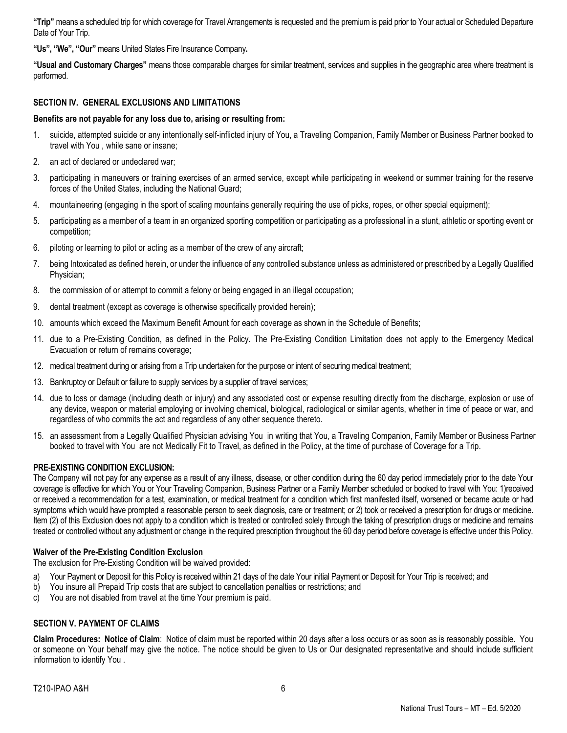**"Trip"** means a scheduled trip for which coverage for Travel Arrangements is requested and the premium is paid prior to Your actual or Scheduled Departure Date of Your Trip.

**"Us", "We", "Our"** means United States Fire Insurance Company**.**

**"Usual and Customary Charges"** means those comparable charges for similar treatment, services and supplies in the geographic area where treatment is performed.

## SECTION IV. GENERAL EXCLUSIONS AND LIMITATIONS

**Benefits are not payable for any loss due to, arising or resulting from:**

1. suicide, attempted suicide or any intentionally self-inflicted injury of You, a Traveling Companion, Family Member or Business Partner booked to travel with You , while sane or insane;
2. an act of declared or undeclared war;
3. participating in maneuvers or training exercises of an armed service, except while participating in weekend or summer training for the reserve forces of the United States, including the National Guard;
4. mountaineering (engaging in the sport of scaling mountains generally requiring the use of picks, ropes, or other special equipment);
5. participating as a member of a team in an organized sporting competition or participating as a professional in a stunt, athletic or sporting event or competition;
6. piloting or learning to pilot or acting as a member of the crew of any aircraft;
7. being Intoxicated as defined herein, or under the influence of any controlled substance unless as administered or prescribed by a Legally Qualified Physician;
8. the commission of or attempt to commit a felony or being engaged in an illegal occupation;
9. dental treatment (except as coverage is otherwise specifically provided herein);
10. amounts which exceed the Maximum Benefit Amount for each coverage as shown in the Schedule of Benefits;
11. due to a Pre-Existing Condition, as defined in the Policy. The Pre-Existing Condition Limitation does not apply to the Emergency Medical Evacuation or return of remains coverage;
12. medical treatment during or arising from a Trip undertaken for the purpose or intent of securing medical treatment;
13. Bankruptcy or Default or failure to supply services by a supplier of travel services;
14. due to loss or damage (including death or injury) and any associated cost or expense resulting directly from the discharge, explosion or use of any device, weapon or material employing or involving chemical, biological, radiological or similar agents, whether in time of peace or war, and regardless of who commits the act and regardless of any other sequence thereto.
15. an assessment from a Legally Qualified Physician advising You in writing that You, a Traveling Companion, Family Member or Business Partner booked to travel with You are not Medically Fit to Travel, as defined in the Policy, at the time of purchase of Coverage for a Trip.

**PRE-EXISTING CONDITION EXCLUSION:**

The Company will not pay for any expense as a result of any illness, disease, or other condition during the 60 day period immediately prior to the date Your coverage is effective for which You or Your Traveling Companion, Business Partner or a Family Member scheduled or booked to travel with You: 1)received or received a recommendation for a test, examination, or medical treatment for a condition which first manifested itself, worsened or became acute or had symptoms which would have prompted a reasonable person to seek diagnosis, care or treatment; or 2) took or received a prescription for drugs or medicine. Item (2) of this Exclusion does not apply to a condition which is treated or controlled solely through the taking of prescription drugs or medicine and remains treated or controlled without any adjustment or change in the required prescription throughout the 60 day period before coverage is effective under this Policy.

**Waiver of the Pre-Existing Condition Exclusion**

The exclusion for Pre-Existing Condition will be waived provided:

a) Your Payment or Deposit for this Policy is received within 21 days of the date Your initial Payment or Deposit for Your Trip is received; and
b) You insure all Prepaid Trip costs that are subject to cancellation penalties or restrictions; and
c) You are not disabled from travel at the time Your premium is paid.

## SECTION V. PAYMENT OF CLAIMS

**Claim Procedures: Notice of Claim**: Notice of claim must be reported within 20 days after a loss occurs or as soon as is reasonably possible. You or someone on Your behalf may give the notice. The notice should be given to Us or Our designated representative and should include sufficient information to identify You .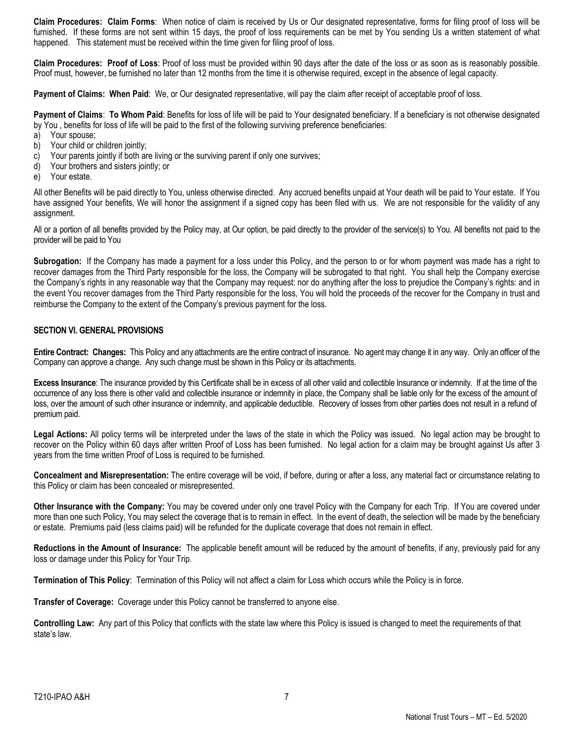**Claim Procedures: Claim Forms**: When notice of claim is received by Us or Our designated representative, forms for filing proof of loss will be furnished. If these forms are not sent within 15 days, the proof of loss requirements can be met by You sending Us a written statement of what happened. This statement must be received within the time given for filing proof of loss.

**Claim Procedures: Proof of Loss**: Proof of loss must be provided within 90 days after the date of the loss or as soon as is reasonably possible. Proof must, however, be furnished no later than 12 months from the time it is otherwise required, except in the absence of legal capacity.

**Payment of Claims: When Paid**: We, or Our designated representative, will pay the claim after receipt of acceptable proof of loss.

**Payment of Claims**: **To Whom Paid**: Benefits for loss of life will be paid to Your designated beneficiary. If a beneficiary is not otherwise designated by You , benefits for loss of life will be paid to the first of the following surviving preference beneficiaries:

a) Your spouse;
b) Your child or children jointly;
c) Your parents jointly if both are living or the surviving parent if only one survives;
d) Your brothers and sisters jointly; or
e) Your estate.

All other Benefits will be paid directly to You, unless otherwise directed. Any accrued benefits unpaid at Your death will be paid to Your estate. If You have assigned Your benefits, We will honor the assignment if a signed copy has been filed with us. We are not responsible for the validity of any assignment.

All or a portion of all benefits provided by the Policy may, at Our option, be paid directly to the provider of the service(s) to You. All benefits not paid to the provider will be paid to You

**Subrogation:** If the Company has made a payment for a loss under this Policy, and the person to or for whom payment was made has a right to recover damages from the Third Party responsible for the loss, the Company will be subrogated to that right. You shall help the Company exercise the Company's rights in any reasonable way that the Company may request: nor do anything after the loss to prejudice the Company's rights: and in the event You recover damages from the Third Party responsible for the loss, You will hold the proceeds of the recover for the Company in trust and reimburse the Company to the extent of the Company's previous payment for the loss.

## SECTION VI. GENERAL PROVISIONS

**Entire Contract: Changes:** This Policy and any attachments are the entire contract of insurance. No agent may change it in any way. Only an officer of the Company can approve a change. Any such change must be shown in this Policy or its attachments.

**Excess Insurance**: The insurance provided by this Certificate shall be in excess of all other valid and collectible Insurance or indemnity. If at the time of the occurrence of any loss there is other valid and collectible insurance or indemnity in place, the Company shall be liable only for the excess of the amount of loss, over the amount of such other insurance or indemnity, and applicable deductible. Recovery of losses from other parties does not result in a refund of premium paid.

**Legal Actions:** All policy terms will be interpreted under the laws of the state in which the Policy was issued. No legal action may be brought to recover on the Policy within 60 days after written Proof of Loss has been furnished. No legal action for a claim may be brought against Us after 3 years from the time written Proof of Loss is required to be furnished.

**Concealment and Misrepresentation:** The entire coverage will be void, if before, during or after a loss, any material fact or circumstance relating to this Policy or claim has been concealed or misrepresented.

**Other Insurance with the Company:** You may be covered under only one travel Policy with the Company for each Trip. If You are covered under more than one such Policy, You may select the coverage that is to remain in effect. In the event of death, the selection will be made by the beneficiary or estate. Premiums paid (less claims paid) will be refunded for the duplicate coverage that does not remain in effect.

**Reductions in the Amount of Insurance:** The applicable benefit amount will be reduced by the amount of benefits, if any, previously paid for any loss or damage under this Policy for Your Trip.

**Termination of This Policy**: Termination of this Policy will not affect a claim for Loss which occurs while the Policy is in force.

**Transfer of Coverage:** Coverage under this Policy cannot be transferred to anyone else.

**Controlling Law:** Any part of this Policy that conflicts with the state law where this Policy is issued is changed to meet the requirements of that state's law.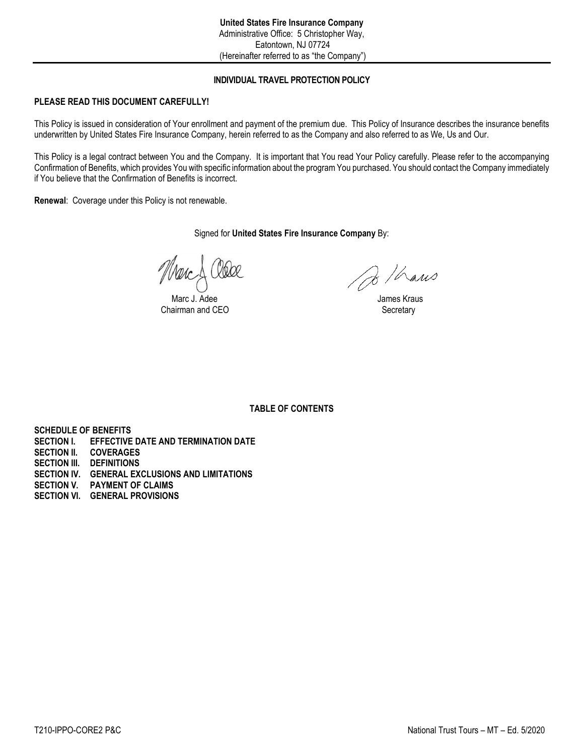**United States Fire Insurance Company**
Administrative Office: 5 Christopher Way,
Eatontown, NJ 07724
(Hereinafter referred to as "the Company")

---

## INDIVIDUAL TRAVEL PROTECTION POLICY

**PLEASE READ THIS DOCUMENT CAREFULLY!**

This Policy is issued in consideration of Your enrollment and payment of the premium due. This Policy of Insurance describes the insurance benefits underwritten by United States Fire Insurance Company, herein referred to as the Company and also referred to as We, Us and Our.

This Policy is a legal contract between You and the Company. It is important that You read Your Policy carefully. Please refer to the accompanying Confirmation of Benefits, which provides You with specific information about the program You purchased. You should contact the Company immediately if You believe that the Confirmation of Benefits is incorrect.

**Renewal**: Coverage under this Policy is not renewable.

Signed for **United States Fire Insurance Company** By:

Marc J. Adee
Chairman and CEO

James Kraus
Secretary

## TABLE OF CONTENTS

**SCHEDULE OF BENEFITS**
**SECTION I. EFFECTIVE DATE AND TERMINATION DATE**
**SECTION II. COVERAGES**
**SECTION III. DEFINITIONS**
**SECTION IV. GENERAL EXCLUSIONS AND LIMITATIONS**
**SECTION V. PAYMENT OF CLAIMS**
**SECTION VI. GENERAL PROVISIONS**

T210-IPPO-CORE2 P&C

National Trust Tours – MT – Ed. 5/2020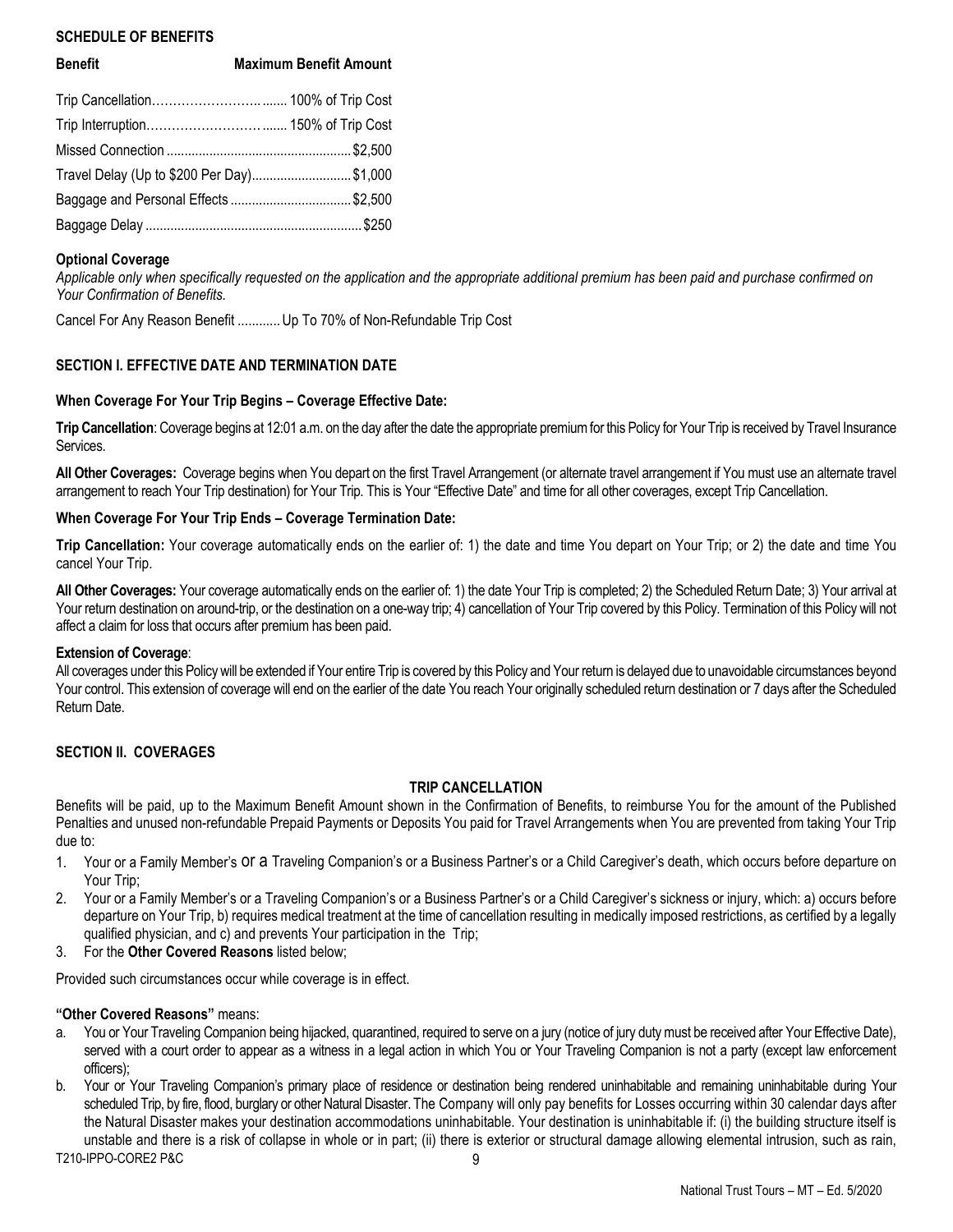## SCHEDULE OF BENEFITS

| Benefit | Maximum Benefit Amount |
| --- | --- |
| Trip Cancellation | 100% of Trip Cost |
| Trip Interruption | 150% of Trip Cost |
| Missed Connection | $2,500 |
| Travel Delay (Up to $200 Per Day) | $1,000 |
| Baggage and Personal Effects | $2,500 |
| Baggage Delay | $250 |

**Optional Coverage**

*Applicable only when specifically requested on the application and the appropriate additional premium has been paid and purchase confirmed on Your Confirmation of Benefits.*

Cancel For Any Reason Benefit ............ Up To 70% of Non-Refundable Trip Cost

## SECTION I. EFFECTIVE DATE AND TERMINATION DATE

### When Coverage For Your Trip Begins – Coverage Effective Date:

**Trip Cancellation**: Coverage begins at 12:01 a.m. on the day after the date the appropriate premium for this Policy for Your Trip is received by Travel Insurance Services.

**All Other Coverages:** Coverage begins when You depart on the first Travel Arrangement (or alternate travel arrangement if You must use an alternate travel arrangement to reach Your Trip destination) for Your Trip. This is Your "Effective Date" and time for all other coverages, except Trip Cancellation.

### When Coverage For Your Trip Ends – Coverage Termination Date:

**Trip Cancellation:** Your coverage automatically ends on the earlier of: 1) the date and time You depart on Your Trip; or 2) the date and time You cancel Your Trip.

**All Other Coverages:** Your coverage automatically ends on the earlier of: 1) the date Your Trip is completed; 2) the Scheduled Return Date; 3) Your arrival at Your return destination on around-trip, or the destination on a one-way trip; 4) cancellation of Your Trip covered by this Policy. Termination of this Policy will not affect a claim for loss that occurs after premium has been paid.

**Extension of Coverage**:

All coverages under this Policy will be extended if Your entire Trip is covered by this Policy and Your return is delayed due to unavoidable circumstances beyond Your control. This extension of coverage will end on the earlier of the date You reach Your originally scheduled return destination or 7 days after the Scheduled Return Date.

## SECTION II. COVERAGES

### TRIP CANCELLATION

Benefits will be paid, up to the Maximum Benefit Amount shown in the Confirmation of Benefits, to reimburse You for the amount of the Published Penalties and unused non-refundable Prepaid Payments or Deposits You paid for Travel Arrangements when You are prevented from taking Your Trip due to:

1. Your or a Family Member's or a Traveling Companion's or a Business Partner's or a Child Caregiver's death, which occurs before departure on Your Trip;
2. Your or a Family Member's or a Traveling Companion's or a Business Partner's or a Child Caregiver's sickness or injury, which: a) occurs before departure on Your Trip, b) requires medical treatment at the time of cancellation resulting in medically imposed restrictions, as certified by a legally qualified physician, and c) and prevents Your participation in the Trip;
3. For the **Other Covered Reasons** listed below;

Provided such circumstances occur while coverage is in effect.

**"Other Covered Reasons"** means:

a. You or Your Traveling Companion being hijacked, quarantined, required to serve on a jury (notice of jury duty must be received after Your Effective Date), served with a court order to appear as a witness in a legal action in which You or Your Traveling Companion is not a party (except law enforcement officers);

b. Your or Your Traveling Companion's primary place of residence or destination being rendered uninhabitable and remaining uninhabitable during Your scheduled Trip, by fire, flood, burglary or other Natural Disaster. The Company will only pay benefits for Losses occurring within 30 calendar days after the Natural Disaster makes your destination accommodations uninhabitable. Your destination is uninhabitable if: (i) the building structure itself is unstable and there is a risk of collapse in whole or in part; (ii) there is exterior or structural damage allowing elemental intrusion, such as rain,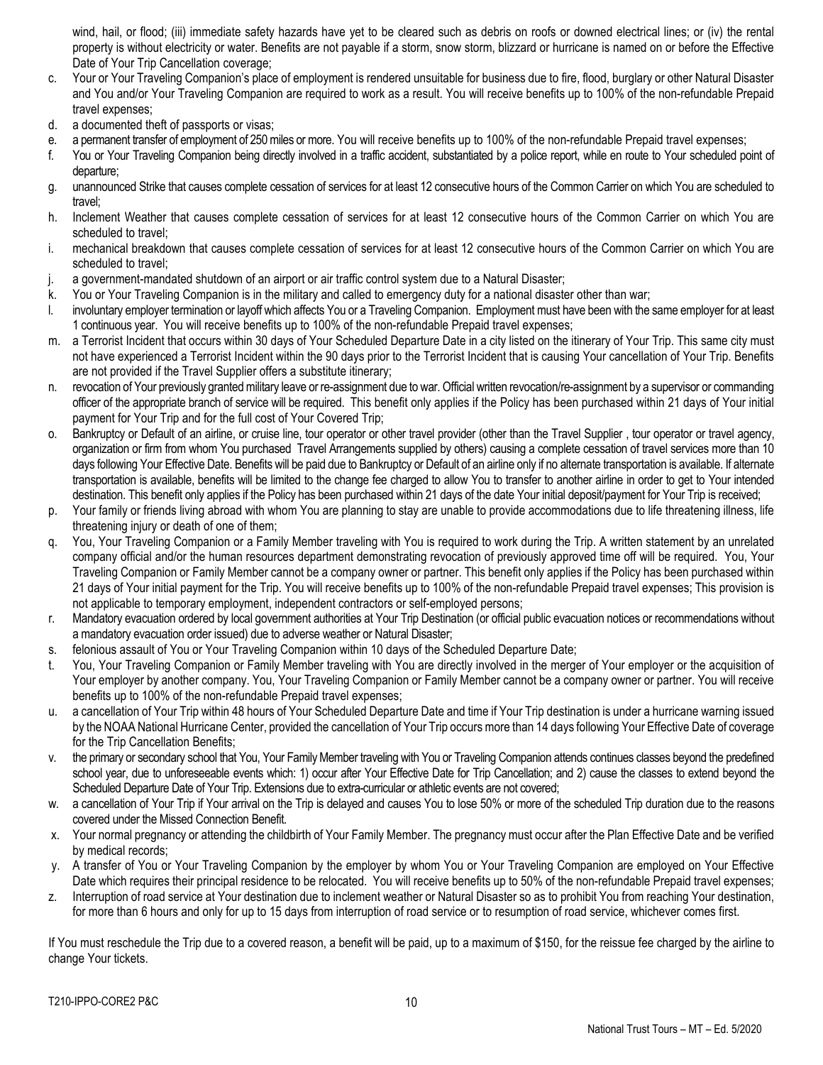wind, hail, or flood; (iii) immediate safety hazards have yet to be cleared such as debris on roofs or downed electrical lines; or (iv) the rental property is without electricity or water. Benefits are not payable if a storm, snow storm, blizzard or hurricane is named on or before the Effective Date of Your Trip Cancellation coverage;

c. Your or Your Traveling Companion's place of employment is rendered unsuitable for business due to fire, flood, burglary or other Natural Disaster and You and/or Your Traveling Companion are required to work as a result. You will receive benefits up to 100% of the non-refundable Prepaid travel expenses;
d. a documented theft of passports or visas;
e. a permanent transfer of employment of 250 miles or more. You will receive benefits up to 100% of the non-refundable Prepaid travel expenses;
f. You or Your Traveling Companion being directly involved in a traffic accident, substantiated by a police report, while en route to Your scheduled point of departure;
g. unannounced Strike that causes complete cessation of services for at least 12 consecutive hours of the Common Carrier on which You are scheduled to travel;
h. Inclement Weather that causes complete cessation of services for at least 12 consecutive hours of the Common Carrier on which You are scheduled to travel;
i. mechanical breakdown that causes complete cessation of services for at least 12 consecutive hours of the Common Carrier on which You are scheduled to travel;
j. a government-mandated shutdown of an airport or air traffic control system due to a Natural Disaster;
k. You or Your Traveling Companion is in the military and called to emergency duty for a national disaster other than war;
l. involuntary employer termination or layoff which affects You or a Traveling Companion. Employment must have been with the same employer for at least 1 continuous year. You will receive benefits up to 100% of the non-refundable Prepaid travel expenses;
m. a Terrorist Incident that occurs within 30 days of Your Scheduled Departure Date in a city listed on the itinerary of Your Trip. This same city must not have experienced a Terrorist Incident within the 90 days prior to the Terrorist Incident that is causing Your cancellation of Your Trip. Benefits are not provided if the Travel Supplier offers a substitute itinerary;
n. revocation of Your previously granted military leave or re-assignment due to war. Official written revocation/re-assignment by a supervisor or commanding officer of the appropriate branch of service will be required. This benefit only applies if the Policy has been purchased within 21 days of Your initial payment for Your Trip and for the full cost of Your Covered Trip;
o. Bankruptcy or Default of an airline, or cruise line, tour operator or other travel provider (other than the Travel Supplier , tour operator or travel agency, organization or firm from whom You purchased Travel Arrangements supplied by others) causing a complete cessation of travel services more than 10 days following Your Effective Date. Benefits will be paid due to Bankruptcy or Default of an airline only if no alternate transportation is available. If alternate transportation is available, benefits will be limited to the change fee charged to allow You to transfer to another airline in order to get to Your intended destination. This benefit only applies if the Policy has been purchased within 21 days of the date Your initial deposit/payment for Your Trip is received;
p. Your family or friends living abroad with whom You are planning to stay are unable to provide accommodations due to life threatening illness, life threatening injury or death of one of them;
q. You, Your Traveling Companion or a Family Member traveling with You is required to work during the Trip. A written statement by an unrelated company official and/or the human resources department demonstrating revocation of previously approved time off will be required. You, Your Traveling Companion or Family Member cannot be a company owner or partner. This benefit only applies if the Policy has been purchased within 21 days of Your initial payment for the Trip. You will receive benefits up to 100% of the non-refundable Prepaid travel expenses; This provision is not applicable to temporary employment, independent contractors or self-employed persons;
r. Mandatory evacuation ordered by local government authorities at Your Trip Destination (or official public evacuation notices or recommendations without a mandatory evacuation order issued) due to adverse weather or Natural Disaster;
s. felonious assault of You or Your Traveling Companion within 10 days of the Scheduled Departure Date;
t. You, Your Traveling Companion or Family Member traveling with You are directly involved in the merger of Your employer or the acquisition of Your employer by another company. You, Your Traveling Companion or Family Member cannot be a company owner or partner. You will receive benefits up to 100% of the non-refundable Prepaid travel expenses;
u. a cancellation of Your Trip within 48 hours of Your Scheduled Departure Date and time if Your Trip destination is under a hurricane warning issued by the NOAA National Hurricane Center, provided the cancellation of Your Trip occurs more than 14 days following Your Effective Date of coverage for the Trip Cancellation Benefits;
v. the primary or secondary school that You, Your Family Member traveling with You or Traveling Companion attends continues classes beyond the predefined school year, due to unforeseeable events which: 1) occur after Your Effective Date for Trip Cancellation; and 2) cause the classes to extend beyond the Scheduled Departure Date of Your Trip. Extensions due to extra-curricular or athletic events are not covered;
w. a cancellation of Your Trip if Your arrival on the Trip is delayed and causes You to lose 50% or more of the scheduled Trip duration due to the reasons covered under the Missed Connection Benefit.
x. Your normal pregnancy or attending the childbirth of Your Family Member. The pregnancy must occur after the Plan Effective Date and be verified by medical records;
y. A transfer of You or Your Traveling Companion by the employer by whom You or Your Traveling Companion are employed on Your Effective Date which requires their principal residence to be relocated. You will receive benefits up to 50% of the non-refundable Prepaid travel expenses;
z. Interruption of road service at Your destination due to inclement weather or Natural Disaster so as to prohibit You from reaching Your destination, for more than 6 hours and only for up to 15 days from interruption of road service or to resumption of road service, whichever comes first.

If You must reschedule the Trip due to a covered reason, a benefit will be paid, up to a maximum of $150, for the reissue fee charged by the airline to change Your tickets.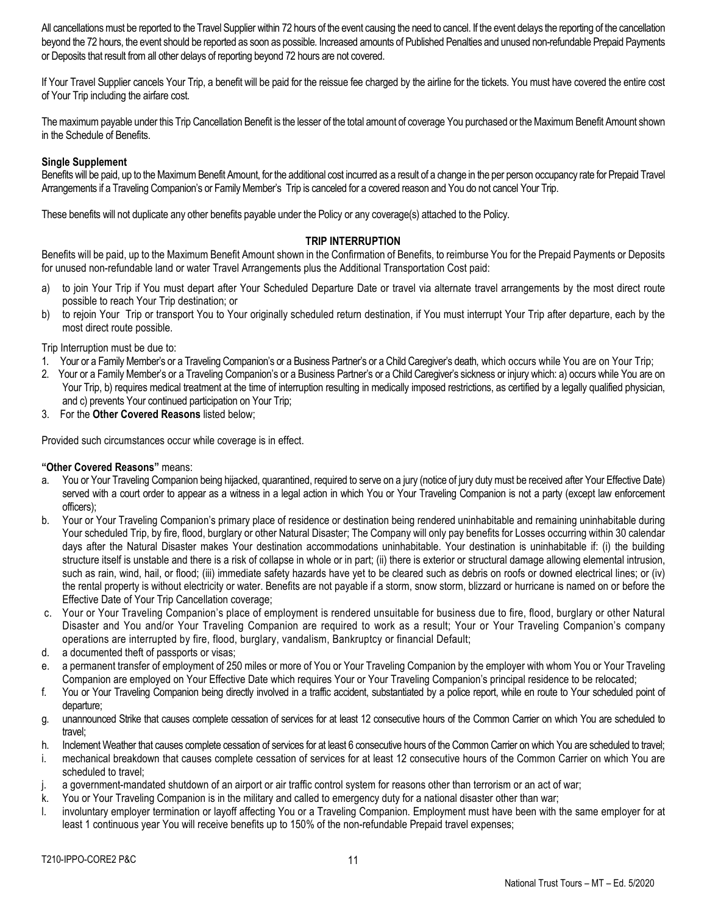All cancellations must be reported to the Travel Supplier within 72 hours of the event causing the need to cancel. If the event delays the reporting of the cancellation beyond the 72 hours, the event should be reported as soon as possible. Increased amounts of Published Penalties and unused non-refundable Prepaid Payments or Deposits that result from all other delays of reporting beyond 72 hours are not covered.

If Your Travel Supplier cancels Your Trip, a benefit will be paid for the reissue fee charged by the airline for the tickets. You must have covered the entire cost of Your Trip including the airfare cost.

The maximum payable under this Trip Cancellation Benefit is the lesser of the total amount of coverage You purchased or the Maximum Benefit Amount shown in the Schedule of Benefits.

**Single Supplement**

Benefits will be paid, up to the Maximum Benefit Amount, for the additional cost incurred as a result of a change in the per person occupancy rate for Prepaid Travel Arrangements if a Traveling Companion's or Family Member's Trip is canceled for a covered reason and You do not cancel Your Trip.

These benefits will not duplicate any other benefits payable under the Policy or any coverage(s) attached to the Policy.

## TRIP INTERRUPTION

Benefits will be paid, up to the Maximum Benefit Amount shown in the Confirmation of Benefits, to reimburse You for the Prepaid Payments or Deposits for unused non-refundable land or water Travel Arrangements plus the Additional Transportation Cost paid:

a) to join Your Trip if You must depart after Your Scheduled Departure Date or travel via alternate travel arrangements by the most direct route possible to reach Your Trip destination; or
b) to rejoin Your Trip or transport You to Your originally scheduled return destination, if You must interrupt Your Trip after departure, each by the most direct route possible.

Trip Interruption must be due to:

1. Your or a Family Member's or a Traveling Companion's or a Business Partner's or a Child Caregiver's death, which occurs while You are on Your Trip;
2. Your or a Family Member's or a Traveling Companion's or a Business Partner's or a Child Caregiver's sickness or injury which: a) occurs while You are on Your Trip, b) requires medical treatment at the time of interruption resulting in medically imposed restrictions, as certified by a legally qualified physician, and c) prevents Your continued participation on Your Trip;
3. For the **Other Covered Reasons** listed below;

Provided such circumstances occur while coverage is in effect.

**"Other Covered Reasons"** means:

a. You or Your Traveling Companion being hijacked, quarantined, required to serve on a jury (notice of jury duty must be received after Your Effective Date) served with a court order to appear as a witness in a legal action in which You or Your Traveling Companion is not a party (except law enforcement officers);
b. Your or Your Traveling Companion's primary place of residence or destination being rendered uninhabitable and remaining uninhabitable during Your scheduled Trip, by fire, flood, burglary or other Natural Disaster; The Company will only pay benefits for Losses occurring within 30 calendar days after the Natural Disaster makes Your destination accommodations uninhabitable. Your destination is uninhabitable if: (i) the building structure itself is unstable and there is a risk of collapse in whole or in part; (ii) there is exterior or structural damage allowing elemental intrusion, such as rain, wind, hail, or flood; (iii) immediate safety hazards have yet to be cleared such as debris on roofs or downed electrical lines; or (iv) the rental property is without electricity or water. Benefits are not payable if a storm, snow storm, blizzard or hurricane is named on or before the Effective Date of Your Trip Cancellation coverage;
c. Your or Your Traveling Companion's place of employment is rendered unsuitable for business due to fire, flood, burglary or other Natural Disaster and You and/or Your Traveling Companion are required to work as a result; Your or Your Traveling Companion's company operations are interrupted by fire, flood, burglary, vandalism, Bankruptcy or financial Default;
d. a documented theft of passports or visas;
e. a permanent transfer of employment of 250 miles or more of You or Your Traveling Companion by the employer with whom You or Your Traveling Companion are employed on Your Effective Date which requires Your or Your Traveling Companion's principal residence to be relocated;
f. You or Your Traveling Companion being directly involved in a traffic accident, substantiated by a police report, while en route to Your scheduled point of departure;
g. unannounced Strike that causes complete cessation of services for at least 12 consecutive hours of the Common Carrier on which You are scheduled to travel;
h. Inclement Weather that causes complete cessation of services for at least 6 consecutive hours of the Common Carrier on which You are scheduled to travel;
i. mechanical breakdown that causes complete cessation of services for at least 12 consecutive hours of the Common Carrier on which You are scheduled to travel;
j. a government-mandated shutdown of an airport or air traffic control system for reasons other than terrorism or an act of war;
k. You or Your Traveling Companion is in the military and called to emergency duty for a national disaster other than war;
l. involuntary employer termination or layoff affecting You or a Traveling Companion. Employment must have been with the same employer for at least 1 continuous year You will receive benefits up to 150% of the non-refundable Prepaid travel expenses;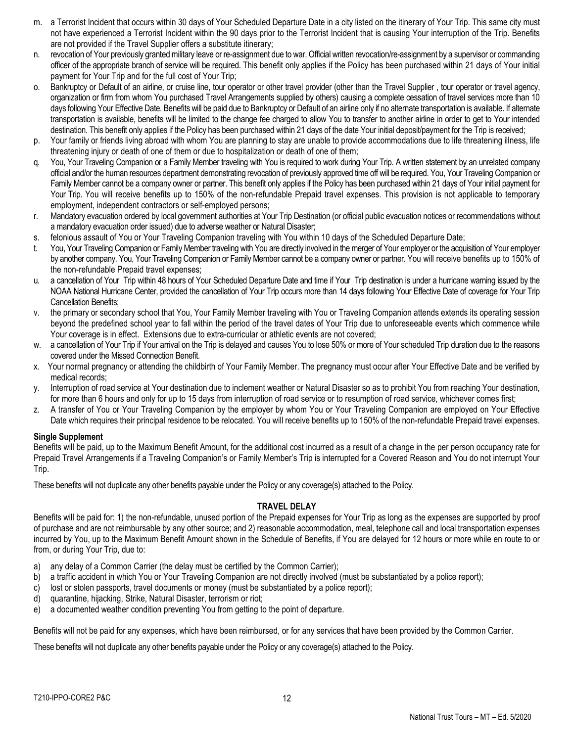m. a Terrorist Incident that occurs within 30 days of Your Scheduled Departure Date in a city listed on the itinerary of Your Trip. This same city must not have experienced a Terrorist Incident within the 90 days prior to the Terrorist Incident that is causing Your interruption of the Trip. Benefits are not provided if the Travel Supplier offers a substitute itinerary;

n. revocation of Your previously granted military leave or re-assignment due to war. Official written revocation/re-assignment by a supervisor or commanding officer of the appropriate branch of service will be required. This benefit only applies if the Policy has been purchased within 21 days of Your initial payment for Your Trip and for the full cost of Your Trip;

o. Bankruptcy or Default of an airline, or cruise line, tour operator or other travel provider (other than the Travel Supplier , tour operator or travel agency, organization or firm from whom You purchased Travel Arrangements supplied by others) causing a complete cessation of travel services more than 10 days following Your Effective Date. Benefits will be paid due to Bankruptcy or Default of an airline only if no alternate transportation is available. If alternate transportation is available, benefits will be limited to the change fee charged to allow You to transfer to another airline in order to get to Your intended destination. This benefit only applies if the Policy has been purchased within 21 days of the date Your initial deposit/payment for the Trip is received;

p. Your family or friends living abroad with whom You are planning to stay are unable to provide accommodations due to life threatening illness, life threatening injury or death of one of them or due to hospitalization or death of one of them;

q. You, Your Traveling Companion or a Family Member traveling with You is required to work during Your Trip. A written statement by an unrelated company official and/or the human resources department demonstrating revocation of previously approved time off will be required. You, Your Traveling Companion or Family Member cannot be a company owner or partner. This benefit only applies if the Policy has been purchased within 21 days of Your initial payment for Your Trip. You will receive benefits up to 150% of the non-refundable Prepaid travel expenses. This provision is not applicable to temporary employment, independent contractors or self-employed persons;

r. Mandatory evacuation ordered by local government authorities at Your Trip Destination (or official public evacuation notices or recommendations without a mandatory evacuation order issued) due to adverse weather or Natural Disaster;

s. felonious assault of You or Your Traveling Companion traveling with You within 10 days of the Scheduled Departure Date;

t. You, Your Traveling Companion or Family Member traveling with You are directly involved in the merger of Your employer or the acquisition of Your employer by another company. You, Your Traveling Companion or Family Member cannot be a company owner or partner. You will receive benefits up to 150% of the non-refundable Prepaid travel expenses;

u. a cancellation of Your Trip within 48 hours of Your Scheduled Departure Date and time if Your Trip destination is under a hurricane warning issued by the NOAA National Hurricane Center, provided the cancellation of Your Trip occurs more than 14 days following Your Effective Date of coverage for Your Trip Cancellation Benefits;

v. the primary or secondary school that You, Your Family Member traveling with You or Traveling Companion attends extends its operating session beyond the predefined school year to fall within the period of the travel dates of Your Trip due to unforeseeable events which commence while Your coverage is in effect. Extensions due to extra-curricular or athletic events are not covered;

w. a cancellation of Your Trip if Your arrival on the Trip is delayed and causes You to lose 50% or more of Your scheduled Trip duration due to the reasons covered under the Missed Connection Benefit.

x. Your normal pregnancy or attending the childbirth of Your Family Member. The pregnancy must occur after Your Effective Date and be verified by medical records;

y. Interruption of road service at Your destination due to inclement weather or Natural Disaster so as to prohibit You from reaching Your destination, for more than 6 hours and only for up to 15 days from interruption of road service or to resumption of road service, whichever comes first;

z. A transfer of You or Your Traveling Companion by the employer by whom You or Your Traveling Companion are employed on Your Effective Date which requires their principal residence to be relocated. You will receive benefits up to 150% of the non-refundable Prepaid travel expenses.

**Single Supplement**

Benefits will be paid, up to the Maximum Benefit Amount, for the additional cost incurred as a result of a change in the per person occupancy rate for Prepaid Travel Arrangements if a Traveling Companion's or Family Member's Trip is interrupted for a Covered Reason and You do not interrupt Your Trip.

These benefits will not duplicate any other benefits payable under the Policy or any coverage(s) attached to the Policy.

## TRAVEL DELAY

Benefits will be paid for: 1) the non-refundable, unused portion of the Prepaid expenses for Your Trip as long as the expenses are supported by proof of purchase and are not reimbursable by any other source; and 2) reasonable accommodation, meal, telephone call and local transportation expenses incurred by You, up to the Maximum Benefit Amount shown in the Schedule of Benefits, if You are delayed for 12 hours or more while en route to or from, or during Your Trip, due to:

a) any delay of a Common Carrier (the delay must be certified by the Common Carrier);
b) a traffic accident in which You or Your Traveling Companion are not directly involved (must be substantiated by a police report);
c) lost or stolen passports, travel documents or money (must be substantiated by a police report);
d) quarantine, hijacking, Strike, Natural Disaster, terrorism or riot;
e) a documented weather condition preventing You from getting to the point of departure.

Benefits will not be paid for any expenses, which have been reimbursed, or for any services that have been provided by the Common Carrier.

These benefits will not duplicate any other benefits payable under the Policy or any coverage(s) attached to the Policy.

T210-IPPO-CORE2 P&C

National Trust Tours – MT – Ed. 5/2020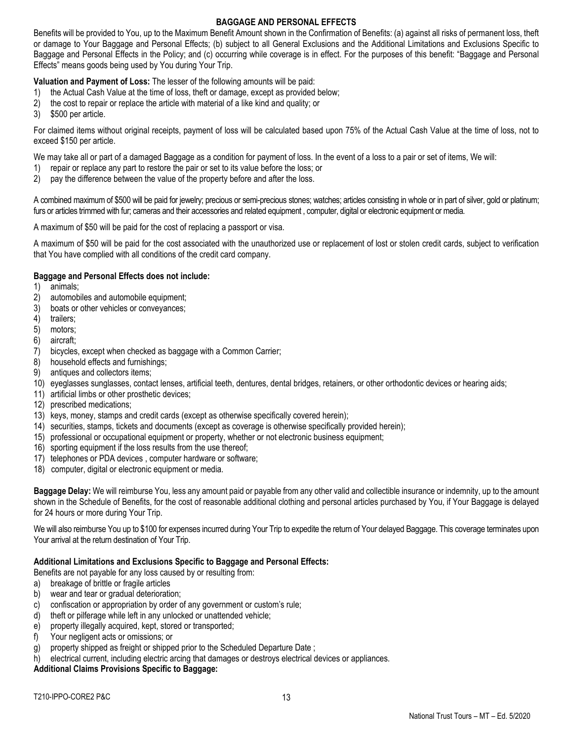## BAGGAGE AND PERSONAL EFFECTS

Benefits will be provided to You, up to the Maximum Benefit Amount shown in the Confirmation of Benefits: (a) against all risks of permanent loss, theft or damage to Your Baggage and Personal Effects; (b) subject to all General Exclusions and the Additional Limitations and Exclusions Specific to Baggage and Personal Effects in the Policy; and (c) occurring while coverage is in effect. For the purposes of this benefit: "Baggage and Personal Effects" means goods being used by You during Your Trip.

**Valuation and Payment of Loss:** The lesser of the following amounts will be paid:

1) the Actual Cash Value at the time of loss, theft or damage, except as provided below;
2) the cost to repair or replace the article with material of a like kind and quality; or
3) $500 per article.

For claimed items without original receipts, payment of loss will be calculated based upon 75% of the Actual Cash Value at the time of loss, not to exceed $150 per article.

We may take all or part of a damaged Baggage as a condition for payment of loss. In the event of a loss to a pair or set of items, We will:

1) repair or replace any part to restore the pair or set to its value before the loss; or
2) pay the difference between the value of the property before and after the loss.

A combined maximum of $500 will be paid for jewelry; precious or semi-precious stones; watches; articles consisting in whole or in part of silver, gold or platinum; furs or articles trimmed with fur; cameras and their accessories and related equipment , computer, digital or electronic equipment or media.

A maximum of $50 will be paid for the cost of replacing a passport or visa.

A maximum of $50 will be paid for the cost associated with the unauthorized use or replacement of lost or stolen credit cards, subject to verification that You have complied with all conditions of the credit card company.

**Baggage and Personal Effects does not include:**

1) animals;
2) automobiles and automobile equipment;
3) boats or other vehicles or conveyances;
4) trailers;
5) motors;
6) aircraft;
7) bicycles, except when checked as baggage with a Common Carrier;
8) household effects and furnishings;
9) antiques and collectors items;
10) eyeglasses sunglasses, contact lenses, artificial teeth, dentures, dental bridges, retainers, or other orthodontic devices or hearing aids;
11) artificial limbs or other prosthetic devices;
12) prescribed medications;
13) keys, money, stamps and credit cards (except as otherwise specifically covered herein);
14) securities, stamps, tickets and documents (except as coverage is otherwise specifically provided herein);
15) professional or occupational equipment or property, whether or not electronic business equipment;
16) sporting equipment if the loss results from the use thereof;
17) telephones or PDA devices , computer hardware or software;
18) computer, digital or electronic equipment or media.

**Baggage Delay:** We will reimburse You, less any amount paid or payable from any other valid and collectible insurance or indemnity, up to the amount shown in the Schedule of Benefits, for the cost of reasonable additional clothing and personal articles purchased by You, if Your Baggage is delayed for 24 hours or more during Your Trip.

We will also reimburse You up to $100 for expenses incurred during Your Trip to expedite the return of Your delayed Baggage. This coverage terminates upon Your arrival at the return destination of Your Trip.

**Additional Limitations and Exclusions Specific to Baggage and Personal Effects:**

Benefits are not payable for any loss caused by or resulting from:

a) breakage of brittle or fragile articles
b) wear and tear or gradual deterioration;
c) confiscation or appropriation by order of any government or custom's rule;
d) theft or pilferage while left in any unlocked or unattended vehicle;
e) property illegally acquired, kept, stored or transported;
f) Your negligent acts or omissions; or
g) property shipped as freight or shipped prior to the Scheduled Departure Date ;
h) electrical current, including electric arcing that damages or destroys electrical devices or appliances.

**Additional Claims Provisions Specific to Baggage:**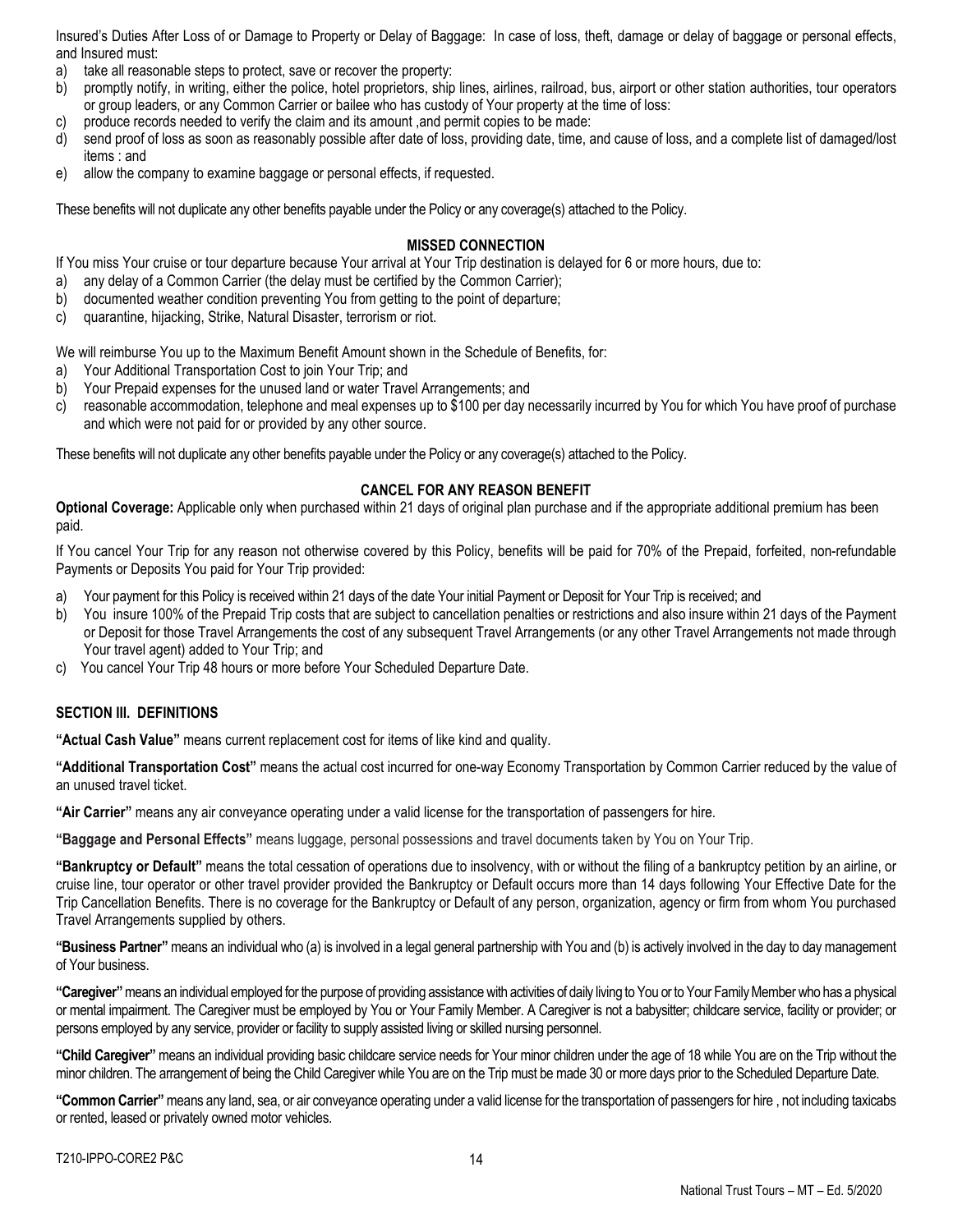Insured's Duties After Loss of or Damage to Property or Delay of Baggage: In case of loss, theft, damage or delay of baggage or personal effects, and Insured must:

a) take all reasonable steps to protect, save or recover the property:
b) promptly notify, in writing, either the police, hotel proprietors, ship lines, airlines, railroad, bus, airport or other station authorities, tour operators or group leaders, or any Common Carrier or bailee who has custody of Your property at the time of loss:
c) produce records needed to verify the claim and its amount ,and permit copies to be made:
d) send proof of loss as soon as reasonably possible after date of loss, providing date, time, and cause of loss, and a complete list of damaged/lost items : and
e) allow the company to examine baggage or personal effects, if requested.

These benefits will not duplicate any other benefits payable under the Policy or any coverage(s) attached to the Policy.

### MISSED CONNECTION

If You miss Your cruise or tour departure because Your arrival at Your Trip destination is delayed for 6 or more hours, due to:

a) any delay of a Common Carrier (the delay must be certified by the Common Carrier);
b) documented weather condition preventing You from getting to the point of departure;
c) quarantine, hijacking, Strike, Natural Disaster, terrorism or riot.

We will reimburse You up to the Maximum Benefit Amount shown in the Schedule of Benefits, for:

a) Your Additional Transportation Cost to join Your Trip; and
b) Your Prepaid expenses for the unused land or water Travel Arrangements; and
c) reasonable accommodation, telephone and meal expenses up to $100 per day necessarily incurred by You for which You have proof of purchase and which were not paid for or provided by any other source.

These benefits will not duplicate any other benefits payable under the Policy or any coverage(s) attached to the Policy.

### CANCEL FOR ANY REASON BENEFIT

**Optional Coverage:** Applicable only when purchased within 21 days of original plan purchase and if the appropriate additional premium has been paid.

If You cancel Your Trip for any reason not otherwise covered by this Policy, benefits will be paid for 70% of the Prepaid, forfeited, non-refundable Payments or Deposits You paid for Your Trip provided:

a) Your payment for this Policy is received within 21 days of the date Your initial Payment or Deposit for Your Trip is received; and
b) You insure 100% of the Prepaid Trip costs that are subject to cancellation penalties or restrictions and also insure within 21 days of the Payment or Deposit for those Travel Arrangements the cost of any subsequent Travel Arrangements (or any other Travel Arrangements not made through Your travel agent) added to Your Trip; and
c) You cancel Your Trip 48 hours or more before Your Scheduled Departure Date.

## SECTION III. DEFINITIONS

**"Actual Cash Value"** means current replacement cost for items of like kind and quality.

**"Additional Transportation Cost"** means the actual cost incurred for one-way Economy Transportation by Common Carrier reduced by the value of an unused travel ticket.

**"Air Carrier"** means any air conveyance operating under a valid license for the transportation of passengers for hire.

**"Baggage and Personal Effects"** means luggage, personal possessions and travel documents taken by You on Your Trip.

**"Bankruptcy or Default"** means the total cessation of operations due to insolvency, with or without the filing of a bankruptcy petition by an airline, or cruise line, tour operator or other travel provider provided the Bankruptcy or Default occurs more than 14 days following Your Effective Date for the Trip Cancellation Benefits. There is no coverage for the Bankruptcy or Default of any person, organization, agency or firm from whom You purchased Travel Arrangements supplied by others.

**"Business Partner"** means an individual who (a) is involved in a legal general partnership with You and (b) is actively involved in the day to day management of Your business.

**"Caregiver"** means an individual employed for the purpose of providing assistance with activities of daily living to You or to Your Family Member who has a physical or mental impairment. The Caregiver must be employed by You or Your Family Member. A Caregiver is not a babysitter; childcare service, facility or provider; or persons employed by any service, provider or facility to supply assisted living or skilled nursing personnel.

**"Child Caregiver"** means an individual providing basic childcare service needs for Your minor children under the age of 18 while You are on the Trip without the minor children. The arrangement of being the Child Caregiver while You are on the Trip must be made 30 or more days prior to the Scheduled Departure Date.

**"Common Carrier"** means any land, sea, or air conveyance operating under a valid license for the transportation of passengers for hire , not including taxicabs or rented, leased or privately owned motor vehicles.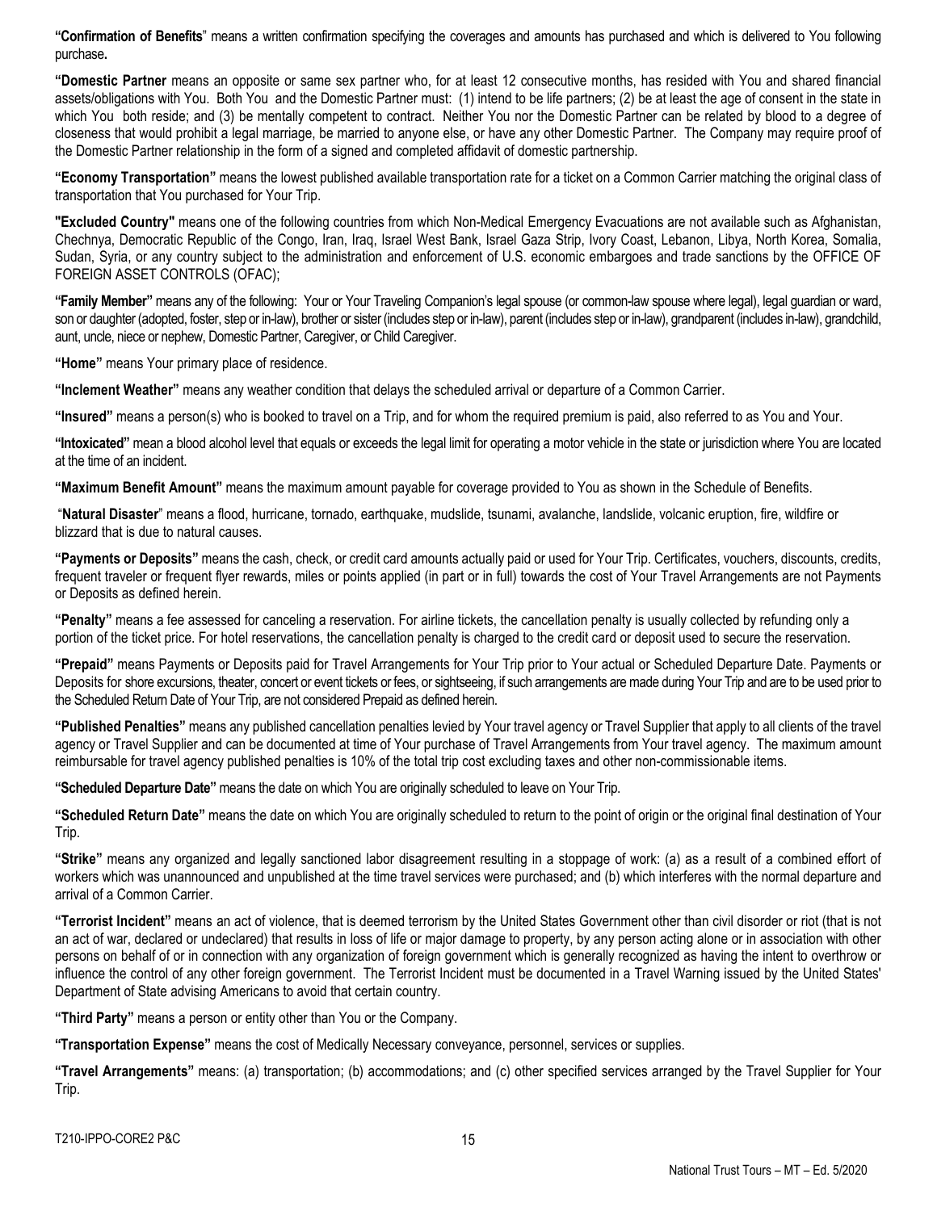**"Confirmation of Benefits**" means a written confirmation specifying the coverages and amounts has purchased and which is delivered to You following purchase**.**

**"Domestic Partner** means an opposite or same sex partner who, for at least 12 consecutive months, has resided with You and shared financial assets/obligations with You. Both You and the Domestic Partner must: (1) intend to be life partners; (2) be at least the age of consent in the state in which You both reside; and (3) be mentally competent to contract. Neither You nor the Domestic Partner can be related by blood to a degree of closeness that would prohibit a legal marriage, be married to anyone else, or have any other Domestic Partner. The Company may require proof of the Domestic Partner relationship in the form of a signed and completed affidavit of domestic partnership.

**"Economy Transportation"** means the lowest published available transportation rate for a ticket on a Common Carrier matching the original class of transportation that You purchased for Your Trip.

**"Excluded Country"** means one of the following countries from which Non-Medical Emergency Evacuations are not available such as Afghanistan, Chechnya, Democratic Republic of the Congo, Iran, Iraq, Israel West Bank, Israel Gaza Strip, Ivory Coast, Lebanon, Libya, North Korea, Somalia, Sudan, Syria, or any country subject to the administration and enforcement of U.S. economic embargoes and trade sanctions by the OFFICE OF FOREIGN ASSET CONTROLS (OFAC);

**"Family Member"** means any of the following: Your or Your Traveling Companion's legal spouse (or common-law spouse where legal), legal guardian or ward, son or daughter (adopted, foster, step or in-law), brother or sister (includes step or in-law), parent (includes step or in-law), grandparent (includes in-law), grandchild, aunt, uncle, niece or nephew, Domestic Partner, Caregiver, or Child Caregiver.

**"Home"** means Your primary place of residence.

**"Inclement Weather"** means any weather condition that delays the scheduled arrival or departure of a Common Carrier.

**"Insured"** means a person(s) who is booked to travel on a Trip, and for whom the required premium is paid, also referred to as You and Your.

**"Intoxicated"** mean a blood alcohol level that equals or exceeds the legal limit for operating a motor vehicle in the state or jurisdiction where You are located at the time of an incident.

**"Maximum Benefit Amount"** means the maximum amount payable for coverage provided to You as shown in the Schedule of Benefits.

"**Natural Disaster**" means a flood, hurricane, tornado, earthquake, mudslide, tsunami, avalanche, landslide, volcanic eruption, fire, wildfire or blizzard that is due to natural causes.

**"Payments or Deposits"** means the cash, check, or credit card amounts actually paid or used for Your Trip. Certificates, vouchers, discounts, credits, frequent traveler or frequent flyer rewards, miles or points applied (in part or in full) towards the cost of Your Travel Arrangements are not Payments or Deposits as defined herein.

**"Penalty"** means a fee assessed for canceling a reservation. For airline tickets, the cancellation penalty is usually collected by refunding only a portion of the ticket price. For hotel reservations, the cancellation penalty is charged to the credit card or deposit used to secure the reservation.

**"Prepaid"** means Payments or Deposits paid for Travel Arrangements for Your Trip prior to Your actual or Scheduled Departure Date. Payments or Deposits for shore excursions, theater, concert or event tickets or fees, or sightseeing, if such arrangements are made during Your Trip and are to be used prior to the Scheduled Return Date of Your Trip, are not considered Prepaid as defined herein.

**"Published Penalties"** means any published cancellation penalties levied by Your travel agency or Travel Supplier that apply to all clients of the travel agency or Travel Supplier and can be documented at time of Your purchase of Travel Arrangements from Your travel agency. The maximum amount reimbursable for travel agency published penalties is 10% of the total trip cost excluding taxes and other non-commissionable items.

**"Scheduled Departure Date"** means the date on which You are originally scheduled to leave on Your Trip.

**"Scheduled Return Date"** means the date on which You are originally scheduled to return to the point of origin or the original final destination of Your Trip.

**"Strike"** means any organized and legally sanctioned labor disagreement resulting in a stoppage of work: (a) as a result of a combined effort of workers which was unannounced and unpublished at the time travel services were purchased; and (b) which interferes with the normal departure and arrival of a Common Carrier.

**"Terrorist Incident"** means an act of violence, that is deemed terrorism by the United States Government other than civil disorder or riot (that is not an act of war, declared or undeclared) that results in loss of life or major damage to property, by any person acting alone or in association with other persons on behalf of or in connection with any organization of foreign government which is generally recognized as having the intent to overthrow or influence the control of any other foreign government. The Terrorist Incident must be documented in a Travel Warning issued by the United States' Department of State advising Americans to avoid that certain country.

**"Third Party"** means a person or entity other than You or the Company.

**"Transportation Expense"** means the cost of Medically Necessary conveyance, personnel, services or supplies.

**"Travel Arrangements"** means: (a) transportation; (b) accommodations; and (c) other specified services arranged by the Travel Supplier for Your Trip.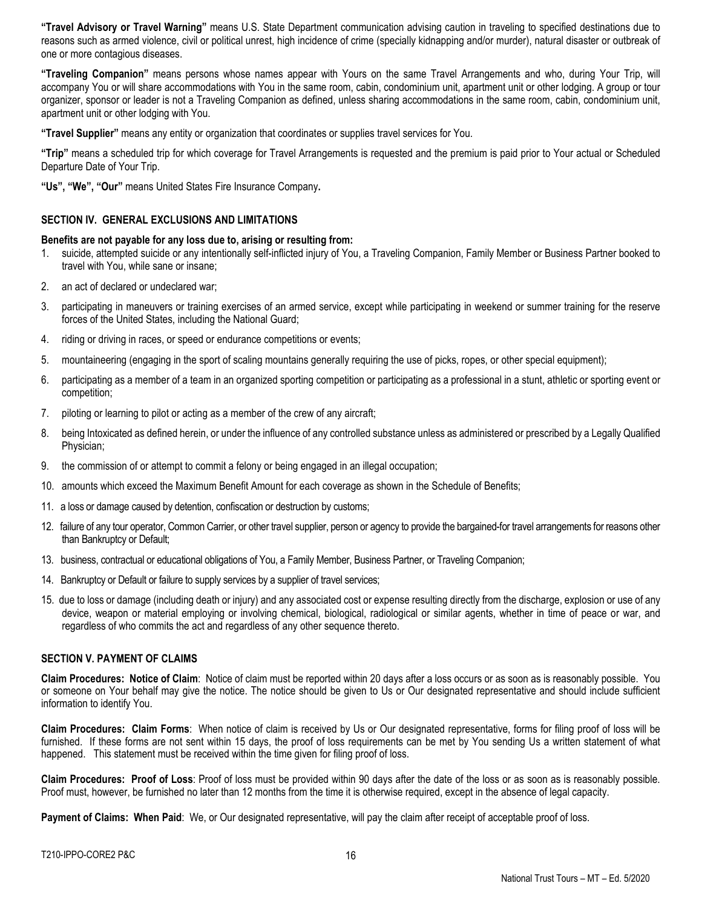**"Travel Advisory or Travel Warning"** means U.S. State Department communication advising caution in traveling to specified destinations due to reasons such as armed violence, civil or political unrest, high incidence of crime (specially kidnapping and/or murder), natural disaster or outbreak of one or more contagious diseases.

**"Traveling Companion"** means persons whose names appear with Yours on the same Travel Arrangements and who, during Your Trip, will accompany You or will share accommodations with You in the same room, cabin, condominium unit, apartment unit or other lodging. A group or tour organizer, sponsor or leader is not a Traveling Companion as defined, unless sharing accommodations in the same room, cabin, condominium unit, apartment unit or other lodging with You.

**"Travel Supplier"** means any entity or organization that coordinates or supplies travel services for You.

**"Trip"** means a scheduled trip for which coverage for Travel Arrangements is requested and the premium is paid prior to Your actual or Scheduled Departure Date of Your Trip.

**"Us", "We", "Our"** means United States Fire Insurance Company**.**

## SECTION IV. GENERAL EXCLUSIONS AND LIMITATIONS

**Benefits are not payable for any loss due to, arising or resulting from:**

1. suicide, attempted suicide or any intentionally self-inflicted injury of You, a Traveling Companion, Family Member or Business Partner booked to travel with You, while sane or insane;
2. an act of declared or undeclared war;
3. participating in maneuvers or training exercises of an armed service, except while participating in weekend or summer training for the reserve forces of the United States, including the National Guard;
4. riding or driving in races, or speed or endurance competitions or events;
5. mountaineering (engaging in the sport of scaling mountains generally requiring the use of picks, ropes, or other special equipment);
6. participating as a member of a team in an organized sporting competition or participating as a professional in a stunt, athletic or sporting event or competition;
7. piloting or learning to pilot or acting as a member of the crew of any aircraft;
8. being Intoxicated as defined herein, or under the influence of any controlled substance unless as administered or prescribed by a Legally Qualified Physician;
9. the commission of or attempt to commit a felony or being engaged in an illegal occupation;
10. amounts which exceed the Maximum Benefit Amount for each coverage as shown in the Schedule of Benefits;
11. a loss or damage caused by detention, confiscation or destruction by customs;
12. failure of any tour operator, Common Carrier, or other travel supplier, person or agency to provide the bargained-for travel arrangements for reasons other than Bankruptcy or Default;
13. business, contractual or educational obligations of You, a Family Member, Business Partner, or Traveling Companion;
14. Bankruptcy or Default or failure to supply services by a supplier of travel services;
15. due to loss or damage (including death or injury) and any associated cost or expense resulting directly from the discharge, explosion or use of any device, weapon or material employing or involving chemical, biological, radiological or similar agents, whether in time of peace or war, and regardless of who commits the act and regardless of any other sequence thereto.

## SECTION V. PAYMENT OF CLAIMS

**Claim Procedures: Notice of Claim**: Notice of claim must be reported within 20 days after a loss occurs or as soon as is reasonably possible. You or someone on Your behalf may give the notice. The notice should be given to Us or Our designated representative and should include sufficient information to identify You.

**Claim Procedures: Claim Forms**: When notice of claim is received by Us or Our designated representative, forms for filing proof of loss will be furnished. If these forms are not sent within 15 days, the proof of loss requirements can be met by You sending Us a written statement of what happened. This statement must be received within the time given for filing proof of loss.

**Claim Procedures: Proof of Loss**: Proof of loss must be provided within 90 days after the date of the loss or as soon as is reasonably possible. Proof must, however, be furnished no later than 12 months from the time it is otherwise required, except in the absence of legal capacity.

**Payment of Claims: When Paid**: We, or Our designated representative, will pay the claim after receipt of acceptable proof of loss.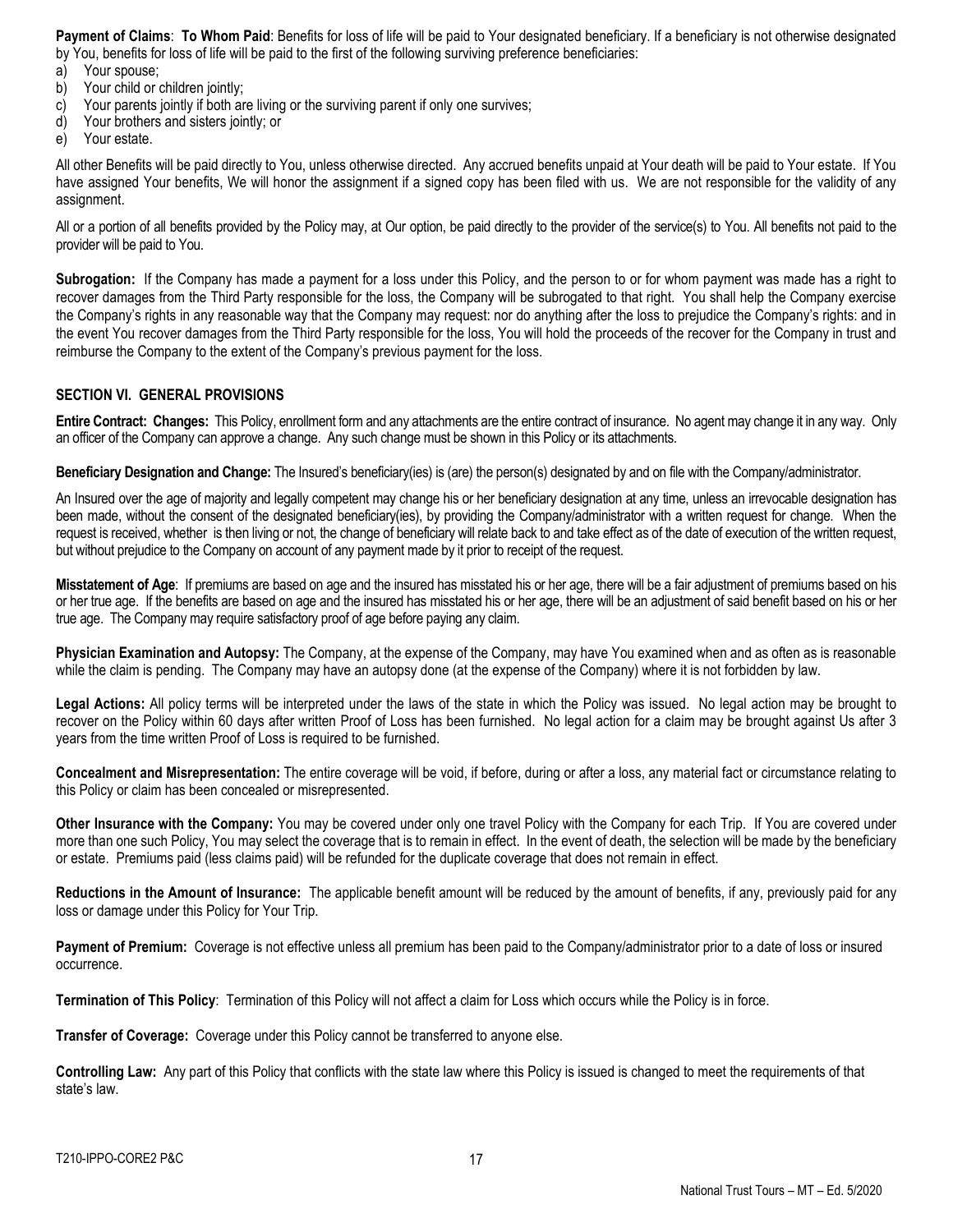**Payment of Claims**: **To Whom Paid**: Benefits for loss of life will be paid to Your designated beneficiary. If a beneficiary is not otherwise designated by You, benefits for loss of life will be paid to the first of the following surviving preference beneficiaries:

a) Your spouse;
b) Your child or children jointly;
c) Your parents jointly if both are living or the surviving parent if only one survives;
d) Your brothers and sisters jointly; or
e) Your estate.

All other Benefits will be paid directly to You, unless otherwise directed. Any accrued benefits unpaid at Your death will be paid to Your estate. If You have assigned Your benefits, We will honor the assignment if a signed copy has been filed with us. We are not responsible for the validity of any assignment.

All or a portion of all benefits provided by the Policy may, at Our option, be paid directly to the provider of the service(s) to You. All benefits not paid to the provider will be paid to You.

**Subrogation:** If the Company has made a payment for a loss under this Policy, and the person to or for whom payment was made has a right to recover damages from the Third Party responsible for the loss, the Company will be subrogated to that right. You shall help the Company exercise the Company's rights in any reasonable way that the Company may request: nor do anything after the loss to prejudice the Company's rights: and in the event You recover damages from the Third Party responsible for the loss, You will hold the proceeds of the recover for the Company in trust and reimburse the Company to the extent of the Company's previous payment for the loss.

## SECTION VI. GENERAL PROVISIONS

**Entire Contract: Changes:** This Policy, enrollment form and any attachments are the entire contract of insurance. No agent may change it in any way. Only an officer of the Company can approve a change. Any such change must be shown in this Policy or its attachments.

**Beneficiary Designation and Change:** The Insured's beneficiary(ies) is (are) the person(s) designated by and on file with the Company/administrator.

An Insured over the age of majority and legally competent may change his or her beneficiary designation at any time, unless an irrevocable designation has been made, without the consent of the designated beneficiary(ies), by providing the Company/administrator with a written request for change. When the request is received, whether is then living or not, the change of beneficiary will relate back to and take effect as of the date of execution of the written request, but without prejudice to the Company on account of any payment made by it prior to receipt of the request.

**Misstatement of Age**: If premiums are based on age and the insured has misstated his or her age, there will be a fair adjustment of premiums based on his or her true age. If the benefits are based on age and the insured has misstated his or her age, there will be an adjustment of said benefit based on his or her true age. The Company may require satisfactory proof of age before paying any claim.

**Physician Examination and Autopsy:** The Company, at the expense of the Company, may have You examined when and as often as is reasonable while the claim is pending. The Company may have an autopsy done (at the expense of the Company) where it is not forbidden by law.

**Legal Actions:** All policy terms will be interpreted under the laws of the state in which the Policy was issued. No legal action may be brought to recover on the Policy within 60 days after written Proof of Loss has been furnished. No legal action for a claim may be brought against Us after 3 years from the time written Proof of Loss is required to be furnished.

**Concealment and Misrepresentation:** The entire coverage will be void, if before, during or after a loss, any material fact or circumstance relating to this Policy or claim has been concealed or misrepresented.

**Other Insurance with the Company:** You may be covered under only one travel Policy with the Company for each Trip. If You are covered under more than one such Policy, You may select the coverage that is to remain in effect. In the event of death, the selection will be made by the beneficiary or estate. Premiums paid (less claims paid) will be refunded for the duplicate coverage that does not remain in effect.

**Reductions in the Amount of Insurance:** The applicable benefit amount will be reduced by the amount of benefits, if any, previously paid for any loss or damage under this Policy for Your Trip.

**Payment of Premium:** Coverage is not effective unless all premium has been paid to the Company/administrator prior to a date of loss or insured occurrence.

**Termination of This Policy**: Termination of this Policy will not affect a claim for Loss which occurs while the Policy is in force.

**Transfer of Coverage:** Coverage under this Policy cannot be transferred to anyone else.

**Controlling Law:** Any part of this Policy that conflicts with the state law where this Policy is issued is changed to meet the requirements of that state's law.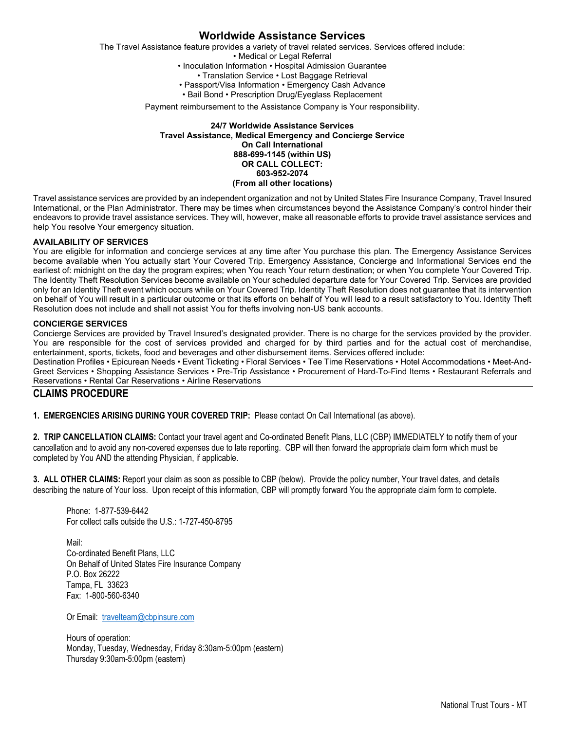## Worldwide Assistance Services

The Travel Assistance feature provides a variety of travel related services. Services offered include:

• Medical or Legal Referral
• Inoculation Information • Hospital Admission Guarantee
• Translation Service • Lost Baggage Retrieval
• Passport/Visa Information • Emergency Cash Advance
• Bail Bond • Prescription Drug/Eyeglass Replacement

Payment reimbursement to the Assistance Company is Your responsibility.

**24/7 Worldwide Assistance Services**
**Travel Assistance, Medical Emergency and Concierge Service**
**On Call International**
**888-699-1145 (within US)**
**OR CALL COLLECT:**
**603-952-2074**
**(From all other locations)**

Travel assistance services are provided by an independent organization and not by United States Fire Insurance Company, Travel Insured International, or the Plan Administrator. There may be times when circumstances beyond the Assistance Company's control hinder their endeavors to provide travel assistance services. They will, however, make all reasonable efforts to provide travel assistance services and help You resolve Your emergency situation.

**AVAILABILITY OF SERVICES**

You are eligible for information and concierge services at any time after You purchase this plan. The Emergency Assistance Services become available when You actually start Your Covered Trip. Emergency Assistance, Concierge and Informational Services end the earliest of: midnight on the day the program expires; when You reach Your return destination; or when You complete Your Covered Trip. The Identity Theft Resolution Services become available on Your scheduled departure date for Your Covered Trip. Services are provided only for an Identity Theft event which occurs while on Your Covered Trip. Identity Theft Resolution does not guarantee that its intervention on behalf of You will result in a particular outcome or that its efforts on behalf of You will lead to a result satisfactory to You. Identity Theft Resolution does not include and shall not assist You for thefts involving non-US bank accounts.

**CONCIERGE SERVICES**

Concierge Services are provided by Travel Insured's designated provider. There is no charge for the services provided by the provider. You are responsible for the cost of services provided and charged for by third parties and for the actual cost of merchandise, entertainment, sports, tickets, food and beverages and other disbursement items. Services offered include:
Destination Profiles • Epicurean Needs • Event Ticketing • Floral Services • Tee Time Reservations • Hotel Accommodations • Meet-And-Greet Services • Shopping Assistance Services • Pre-Trip Assistance • Procurement of Hard-To-Find Items • Restaurant Referrals and Reservations • Rental Car Reservations • Airline Reservations

## CLAIMS PROCEDURE

**1. EMERGENCIES ARISING DURING YOUR COVERED TRIP:** Please contact On Call International (as above).

**2. TRIP CANCELLATION CLAIMS:** Contact your travel agent and Co-ordinated Benefit Plans, LLC (CBP) IMMEDIATELY to notify them of your cancellation and to avoid any non-covered expenses due to late reporting. CBP will then forward the appropriate claim form which must be completed by You AND the attending Physician, if applicable.

**3. ALL OTHER CLAIMS:** Report your claim as soon as possible to CBP (below). Provide the policy number, Your travel dates, and details describing the nature of Your loss. Upon receipt of this information, CBP will promptly forward You the appropriate claim form to complete.

Phone: 1-877-539-6442
For collect calls outside the U.S.: 1-727-450-8795

Mail:
Co-ordinated Benefit Plans, LLC
On Behalf of United States Fire Insurance Company
P.O. Box 26222
Tampa, FL 33623
Fax: 1-800-560-6340

Or Email: travelteam@cbpinsure.com

Hours of operation:
Monday, Tuesday, Wednesday, Friday 8:30am-5:00pm (eastern)
Thursday 9:30am-5:00pm (eastern)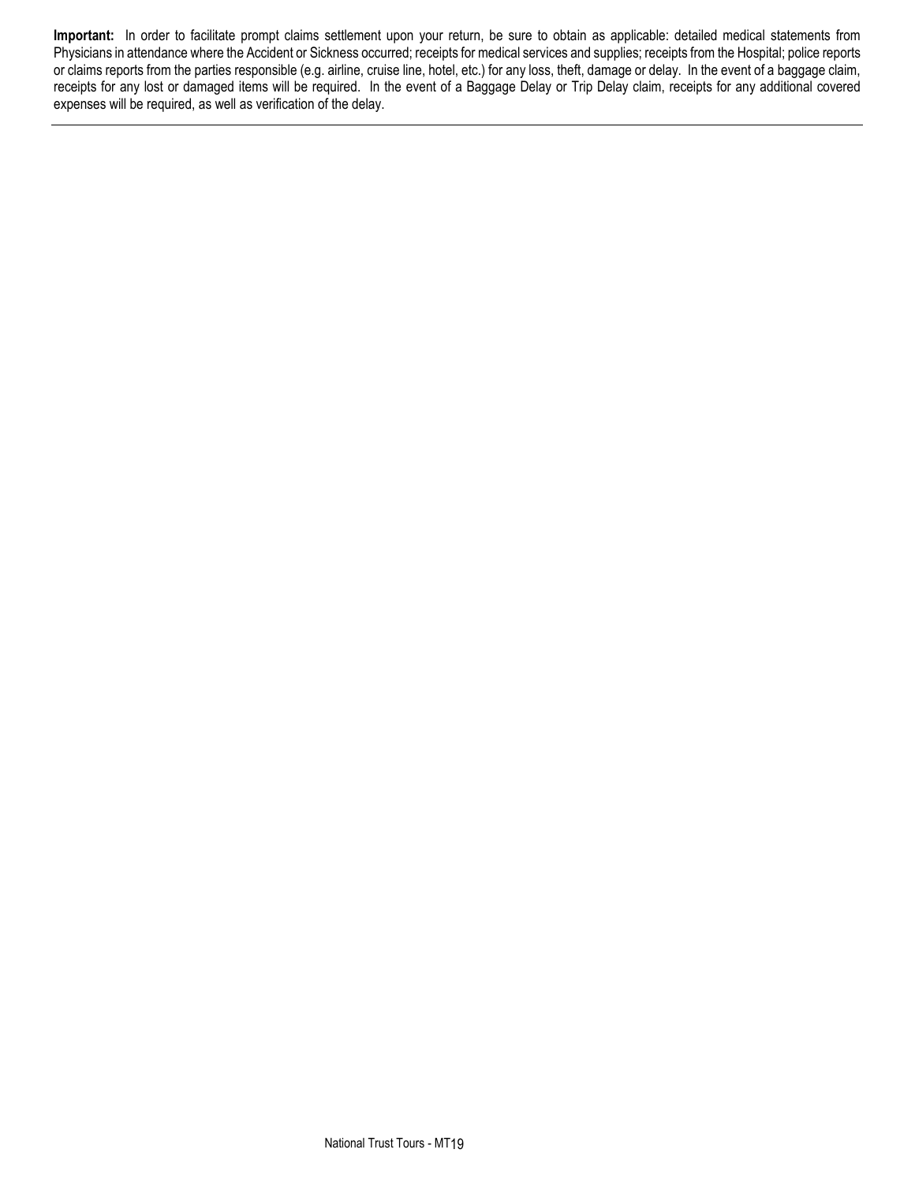**Important:** In order to facilitate prompt claims settlement upon your return, be sure to obtain as applicable: detailed medical statements from Physicians in attendance where the Accident or Sickness occurred; receipts for medical services and supplies; receipts from the Hospital; police reports or claims reports from the parties responsible (e.g. airline, cruise line, hotel, etc.) for any loss, theft, damage or delay. In the event of a baggage claim, receipts for any lost or damaged items will be required. In the event of a Baggage Delay or Trip Delay claim, receipts for any additional covered expenses will be required, as well as verification of the delay.

---